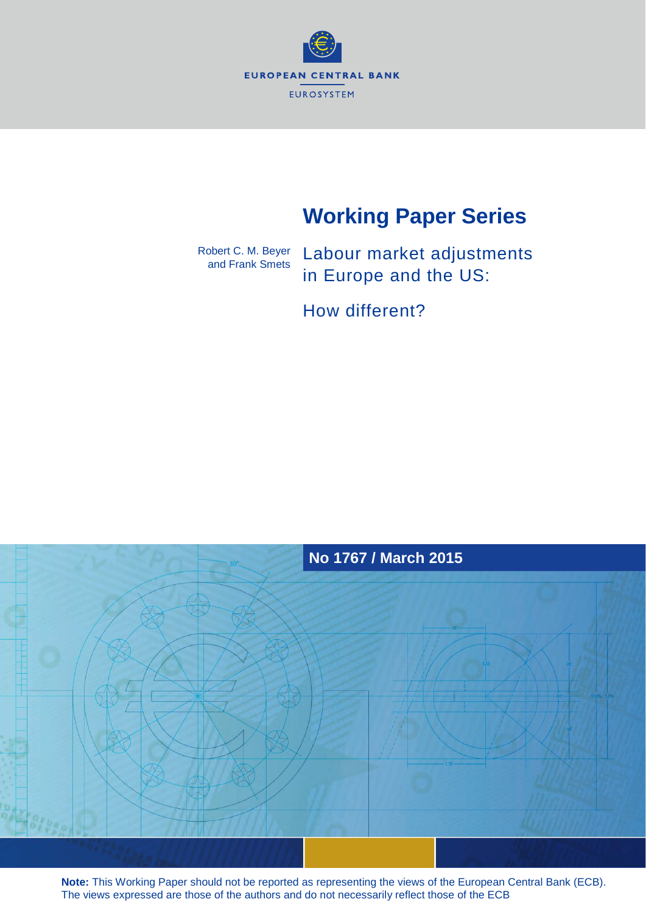EUROPEAN CENTRAL BANK

EUROSYSTEM

# Working Paper Series

Robert C. M. Beyer and Frank Smets

## Labour market adjustments in Europe and the US: How different?

No 1767 / March 2015

**Note:** This Working Paper should not be reported as representing the views of the European Central Bank (ECB). The views expressed are those of the authors and do not necessarily reflect those of the ECB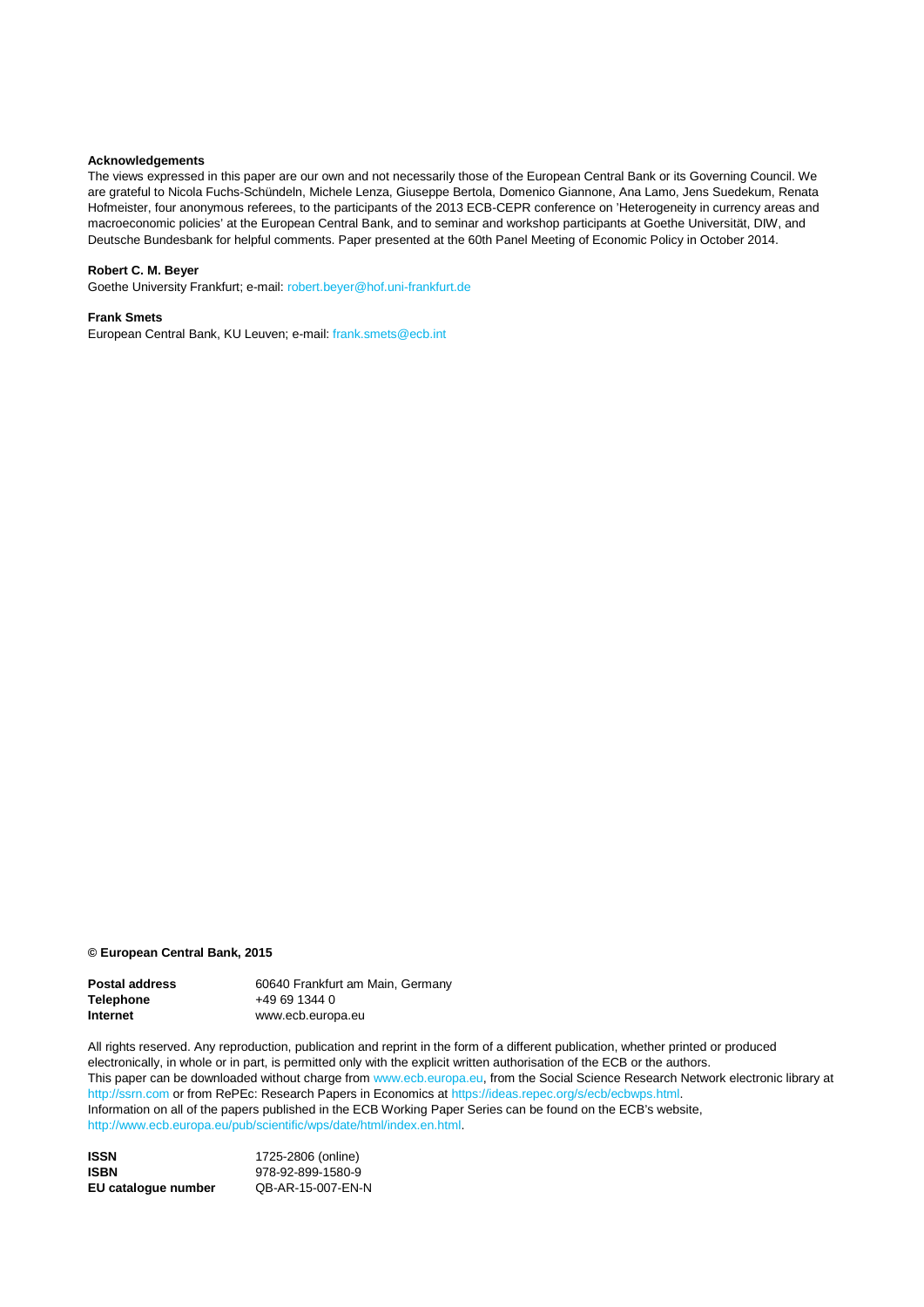**Acknowledgements**

The views expressed in this paper are our own and not necessarily those of the European Central Bank or its Governing Council. We are grateful to Nicola Fuchs-Schündeln, Michele Lenza, Giuseppe Bertola, Domenico Giannone, Ana Lamo, Jens Suedekum, Renata Hofmeister, four anonymous referees, to the participants of the 2013 ECB-CEPR conference on 'Heterogeneity in currency areas and macroeconomic policies' at the European Central Bank, and to seminar and workshop participants at Goethe Universität, DIW, and Deutsche Bundesbank for helpful comments. Paper presented at the 60th Panel Meeting of Economic Policy in October 2014.

**Robert C. M. Beyer**

Goethe University Frankfurt; e-mail: robert.beyer@hof.uni-frankfurt.de

**Frank Smets**

European Central Bank, KU Leuven; e-mail: frank.smets@ecb.int

**© European Central Bank, 2015**

| | |
|---|---|
| **Postal address** | 60640 Frankfurt am Main, Germany |
| **Telephone** | +49 69 1344 0 |
| **Internet** | www.ecb.europa.eu |

All rights reserved. Any reproduction, publication and reprint in the form of a different publication, whether printed or produced electronically, in whole or in part, is permitted only with the explicit written authorisation of the ECB or the authors.
This paper can be downloaded without charge from www.ecb.europa.eu, from the Social Science Research Network electronic library at http://ssrn.com or from RePEc: Research Papers in Economics at https://ideas.repec.org/s/ecb/ecbwps.html.
Information on all of the papers published in the ECB Working Paper Series can be found on the ECB's website, http://www.ecb.europa.eu/pub/scientific/wps/date/html/index.en.html.

| | |
|---|---|
| **ISSN** | 1725-2806 (online) |
| **ISBN** | 978-92-899-1580-9 |
| **EU catalogue number** | QB-AR-15-007-EN-N |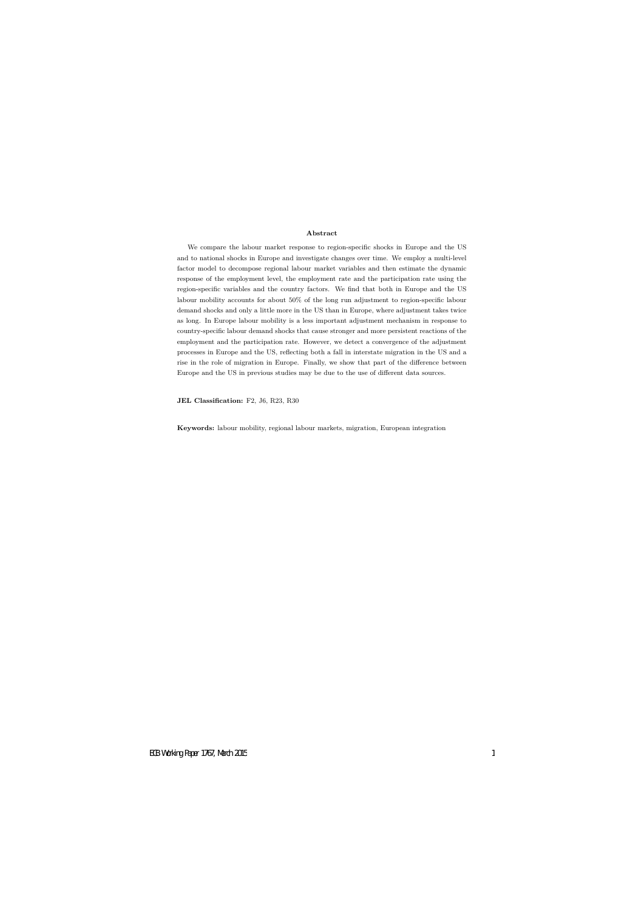**Abstract**

We compare the labour market response to region-specific shocks in Europe and the US and to national shocks in Europe and investigate changes over time. We employ a multi-level factor model to decompose regional labour market variables and then estimate the dynamic response of the employment level, the employment rate and the participation rate using the region-specific variables and the country factors. We find that both in Europe and the US labour mobility accounts for about 50% of the long run adjustment to region-specific labour demand shocks and only a little more in the US than in Europe, where adjustment takes twice as long. In Europe labour mobility is a less important adjustment mechanism in response to country-specific labour demand shocks that cause stronger and more persistent reactions of the employment and the participation rate. However, we detect a convergence of the adjustment processes in Europe and the US, reflecting both a fall in interstate migration in the US and a rise in the role of migration in Europe. Finally, we show that part of the difference between Europe and the US in previous studies may be due to the use of different data sources.

**JEL Classification:** F2, J6, R23, R30

**Keywords:** labour mobility, regional labour markets, migration, European integration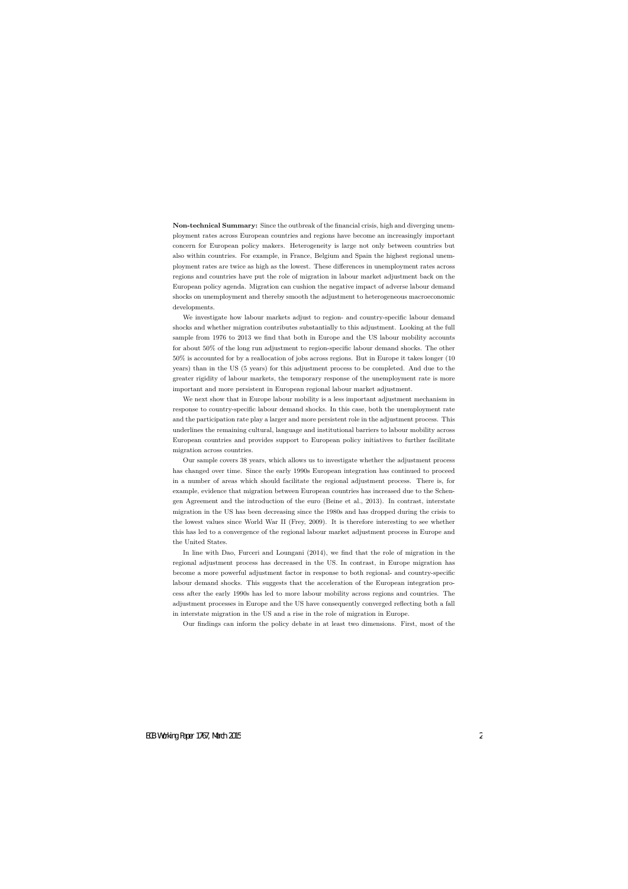**Non-technical Summary:** Since the outbreak of the financial crisis, high and diverging unemployment rates across European countries and regions have become an increasingly important concern for European policy makers. Heterogeneity is large not only between countries but also within countries. For example, in France, Belgium and Spain the highest regional unemployment rates are twice as high as the lowest. These differences in unemployment rates across regions and countries have put the role of migration in labour market adjustment back on the European policy agenda. Migration can cushion the negative impact of adverse labour demand shocks on unemployment and thereby smooth the adjustment to heterogeneous macroeconomic developments.

We investigate how labour markets adjust to region- and country-specific labour demand shocks and whether migration contributes substantially to this adjustment. Looking at the full sample from 1976 to 2013 we find that both in Europe and the US labour mobility accounts for about 50% of the long run adjustment to region-specific labour demand shocks. The other 50% is accounted for by a reallocation of jobs across regions. But in Europe it takes longer (10 years) than in the US (5 years) for this adjustment process to be completed. And due to the greater rigidity of labour markets, the temporary response of the unemployment rate is more important and more persistent in European regional labour market adjustment.

We next show that in Europe labour mobility is a less important adjustment mechanism in response to country-specific labour demand shocks. In this case, both the unemployment rate and the participation rate play a larger and more persistent role in the adjustment process. This underlines the remaining cultural, language and institutional barriers to labour mobility across European countries and provides support to European policy initiatives to further facilitate migration across countries.

Our sample covers 38 years, which allows us to investigate whether the adjustment process has changed over time. Since the early 1990s European integration has continued to proceed in a number of areas which should facilitate the regional adjustment process. There is, for example, evidence that migration between European countries has increased due to the Schengen Agreement and the introduction of the euro (Beine et al., 2013). In contrast, interstate migration in the US has been decreasing since the 1980s and has dropped during the crisis to the lowest values since World War II (Frey, 2009). It is therefore interesting to see whether this has led to a convergence of the regional labour market adjustment process in Europe and the United States.

In line with Dao, Furceri and Loungani (2014), we find that the role of migration in the regional adjustment process has decreased in the US. In contrast, in Europe migration has become a more powerful adjustment factor in response to both regional- and country-specific labour demand shocks. This suggests that the acceleration of the European integration process after the early 1990s has led to more labour mobility across regions and countries. The adjustment processes in Europe and the US have consequently converged reflecting both a fall in interstate migration in the US and a rise in the role of migration in Europe.

Our findings can inform the policy debate in at least two dimensions. First, most of the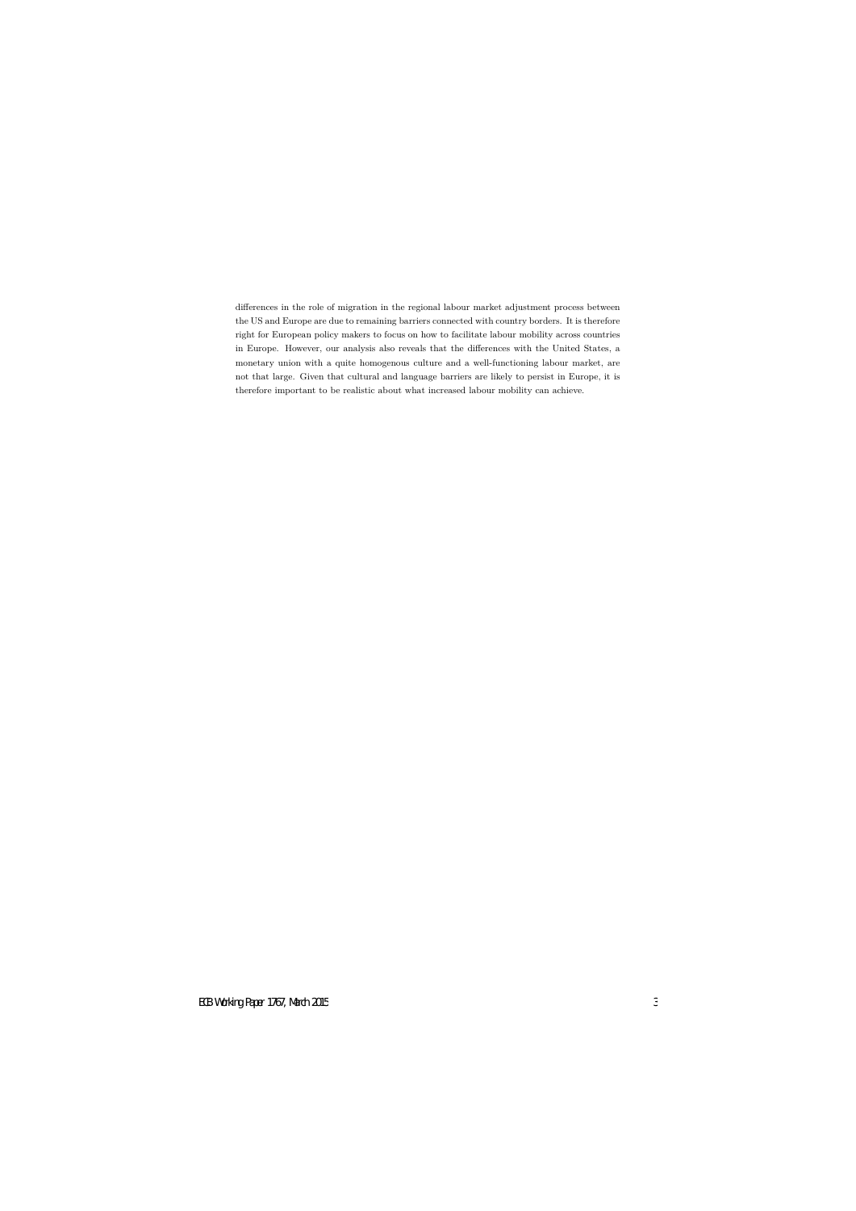differences in the role of migration in the regional labour market adjustment process between the US and Europe are due to remaining barriers connected with country borders. It is therefore right for European policy makers to focus on how to facilitate labour mobility across countries in Europe. However, our analysis also reveals that the differences with the United States, a monetary union with a quite homogenous culture and a well-functioning labour market, are not that large. Given that cultural and language barriers are likely to persist in Europe, it is therefore important to be realistic about what increased labour mobility can achieve.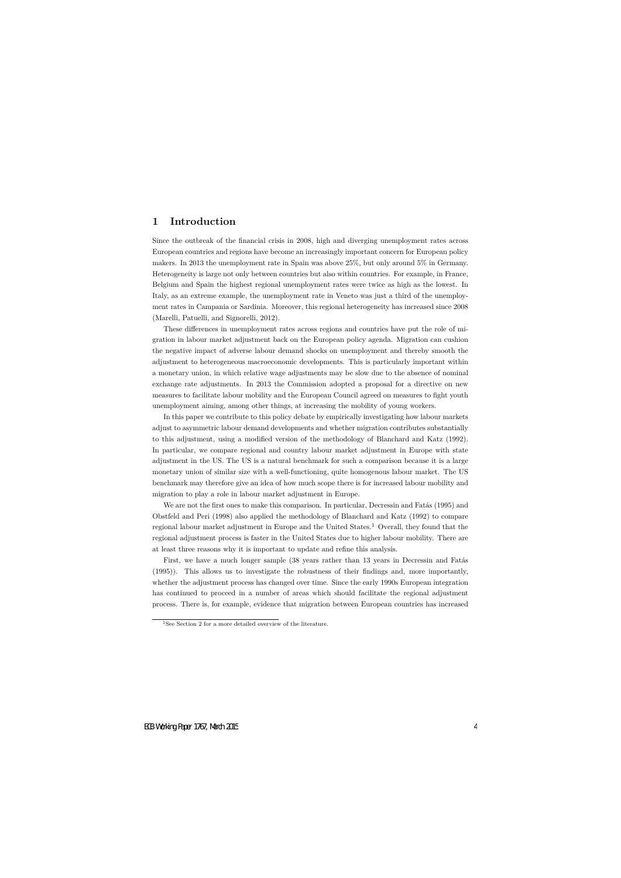# 1 Introduction

Since the outbreak of the financial crisis in 2008, high and diverging unemployment rates across European countries and regions have become an increasingly important concern for European policy makers. In 2013 the unemployment rate in Spain was above 25%, but only around 5% in Germany. Heterogeneity is large not only between countries but also within countries. For example, in France, Belgium and Spain the highest regional unemployment rates were twice as high as the lowest. In Italy, as an extreme example, the unemployment rate in Veneto was just a third of the unemployment rates in Campania or Sardinia. Moreover, this regional heterogeneity has increased since 2008 (Marelli, Patuelli, and Signorelli, 2012).

These differences in unemployment rates across regions and countries have put the role of migration in labour market adjustment back on the European policy agenda. Migration can cushion the negative impact of adverse labour demand shocks on unemployment and thereby smooth the adjustment to heterogeneous macroeconomic developments. This is particularly important within a monetary union, in which relative wage adjustments may be slow due to the absence of nominal exchange rate adjustments. In 2013 the Commission adopted a proposal for a directive on new measures to facilitate labour mobility and the European Council agreed on measures to fight youth unemployment aiming, among other things, at increasing the mobility of young workers.

In this paper we contribute to this policy debate by empirically investigating how labour markets adjust to asymmetric labour demand developments and whether migration contributes substantially to this adjustment, using a modified version of the methodology of Blanchard and Katz (1992). In particular, we compare regional and country labour market adjustment in Europe with state adjustment in the US. The US is a natural benchmark for such a comparison because it is a large monetary union of similar size with a well-functioning, quite homogenous labour market. The US benchmark may therefore give an idea of how much scope there is for increased labour mobility and migration to play a role in labour market adjustment in Europe.

We are not the first ones to make this comparison. In particular, Decressin and Fatás (1995) and Obstfeld and Peri (1998) also applied the methodology of Blanchard and Katz (1992) to compare regional labour market adjustment in Europe and the United States.[1] Overall, they found that the regional adjustment process is faster in the United States due to higher labour mobility. There are at least three reasons why it is important to update and refine this analysis.

First, we have a much longer sample (38 years rather than 13 years in Decressin and Fatás (1995)). This allows us to investigate the robustness of their findings and, more importantly, whether the adjustment process has changed over time. Since the early 1990s European integration has continued to proceed in a number of areas which should facilitate the regional adjustment process. There is, for example, evidence that migration between European countries has increased

[1] See Section 2 for a more detailed overview of the literature.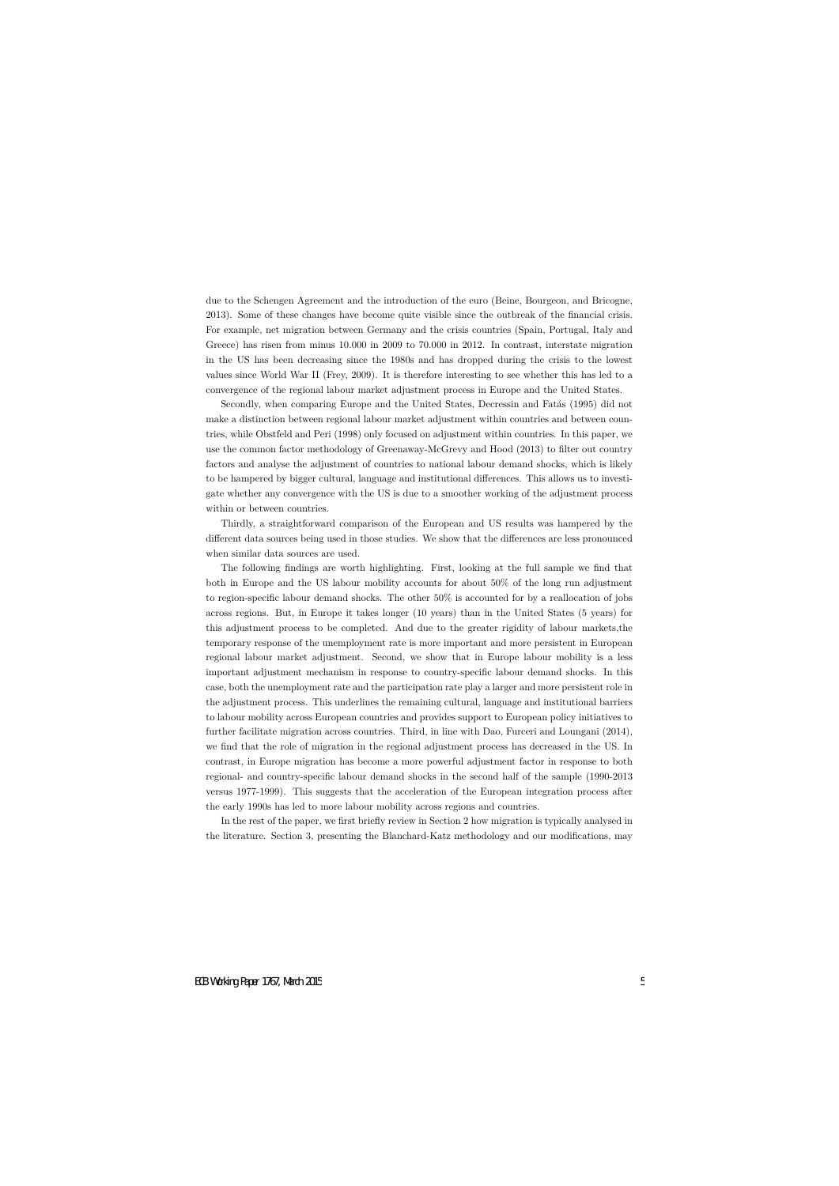due to the Schengen Agreement and the introduction of the euro (Beine, Bourgeon, and Bricogne, 2013). Some of these changes have become quite visible since the outbreak of the financial crisis. For example, net migration between Germany and the crisis countries (Spain, Portugal, Italy and Greece) has risen from minus 10.000 in 2009 to 70.000 in 2012. In contrast, interstate migration in the US has been decreasing since the 1980s and has dropped during the crisis to the lowest values since World War II (Frey, 2009). It is therefore interesting to see whether this has led to a convergence of the regional labour market adjustment process in Europe and the United States.

Secondly, when comparing Europe and the United States, Decressin and Fatás (1995) did not make a distinction between regional labour market adjustment within countries and between countries, while Obstfeld and Peri (1998) only focused on adjustment within countries. In this paper, we use the common factor methodology of Greenaway-McGrevy and Hood (2013) to filter out country factors and analyse the adjustment of countries to national labour demand shocks, which is likely to be hampered by bigger cultural, language and institutional differences. This allows us to investigate whether any convergence with the US is due to a smoother working of the adjustment process within or between countries.

Thirdly, a straightforward comparison of the European and US results was hampered by the different data sources being used in those studies. We show that the differences are less pronounced when similar data sources are used.

The following findings are worth highlighting. First, looking at the full sample we find that both in Europe and the US labour mobility accounts for about 50% of the long run adjustment to region-specific labour demand shocks. The other 50% is accounted for by a reallocation of jobs across regions. But, in Europe it takes longer (10 years) than in the United States (5 years) for this adjustment process to be completed. And due to the greater rigidity of labour markets,the temporary response of the unemployment rate is more important and more persistent in European regional labour market adjustment. Second, we show that in Europe labour mobility is a less important adjustment mechanism in response to country-specific labour demand shocks. In this case, both the unemployment rate and the participation rate play a larger and more persistent role in the adjustment process. This underlines the remaining cultural, language and institutional barriers to labour mobility across European countries and provides support to European policy initiatives to further facilitate migration across countries. Third, in line with Dao, Furceri and Loungani (2014), we find that the role of migration in the regional adjustment process has decreased in the US. In contrast, in Europe migration has become a more powerful adjustment factor in response to both regional- and country-specific labour demand shocks in the second half of the sample (1990-2013 versus 1977-1999). This suggests that the acceleration of the European integration process after the early 1990s has led to more labour mobility across regions and countries.

In the rest of the paper, we first briefly review in Section 2 how migration is typically analysed in the literature. Section 3, presenting the Blanchard-Katz methodology and our modifications, may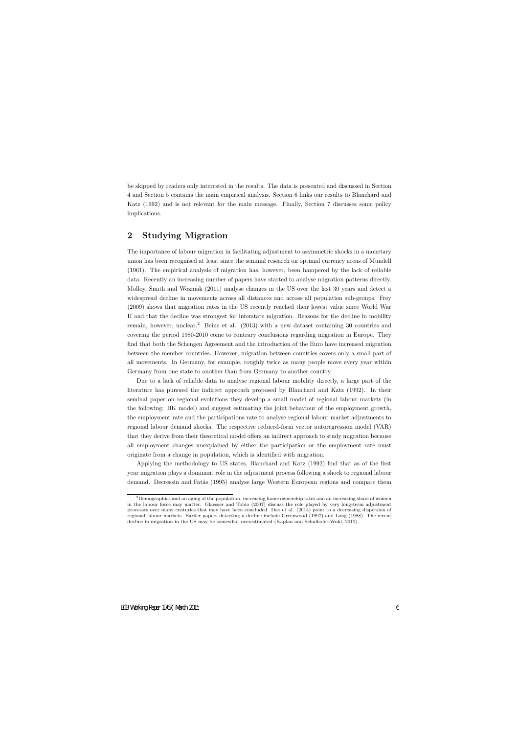be skipped by readers only interested in the results. The data is presented and discussed in Section 4 and Section 5 contains the main empirical analysis. Section 6 links our results to Blanchard and Katz (1992) and is not relevant for the main message. Finally, Section 7 discusses some policy implications.

## 2 Studying Migration

The importance of labour migration in facilitating adjustment to asymmetric shocks in a monetary union has been recognised at least since the seminal research on optimal currency areas of Mundell (1961). The empirical analysis of migration has, however, been hampered by the lack of reliable data. Recently an increasing number of papers have started to analyse migration patterns directly. Molloy, Smith and Wozniak (2011) analyse changes in the US over the last 30 years and detect a widespread decline in movements across all distances and across all population sub-groups. Frey (2009) shows that migration rates in the US recently reached their lowest value since World War II and that the decline was strongest for interstate migration. Reasons for the decline in mobility remain, however, unclear.[2] Beine et al. (2013) with a new dataset containing 30 countries and covering the period 1980-2010 come to contrary conclusions regarding migration in Europe. They find that both the Schengen Agreement and the introduction of the Euro have increased migration between the member countries. However, migration between countries covers only a small part of all movements. In Germany, for example, roughly twice as many people move every year within Germany from one state to another than from Germany to another country.

Due to a lack of reliable data to analyse regional labour mobility directly, a large part of the literature has pursued the indirect approach proposed by Blanchard and Katz (1992). In their seminal paper on regional evolutions they develop a small model of regional labour markets (in the following: BK model) and suggest estimating the joint behaviour of the employment growth, the employment rate and the participations rate to analyse regional labour market adjustments to regional labour demand shocks. The respective reduced-form vector autoregression model (VAR) that they derive from their theoretical model offers an indirect approach to study migration because all employment changes unexplained by either the participation or the employment rate must originate from a change in population, which is identified with migration.

Applying the methodology to US states, Blanchard and Katz (1992) find that as of the first year migration plays a dominant role in the adjustment process following a shock to regional labour demand. Decressin and Fatás (1995) analyse large Western European regions and compare them

[2]Demographics and an aging of the population, increasing home ownership rates and an increasing share of women in the labour force may matter. Glaesser and Tobio (2007) discuss the role played by very long-term adjustment processes over many centuries that may have been concluded. Dao et al. (2014) point to a decreasing dispersion of regional labour markets. Earlier papers detecting a decline include Greenwood (1997) and Long (1988). The recent decline in migration in the US may be somewhat overestimated (Kaplan and Schulhofer-Wohl, 2012).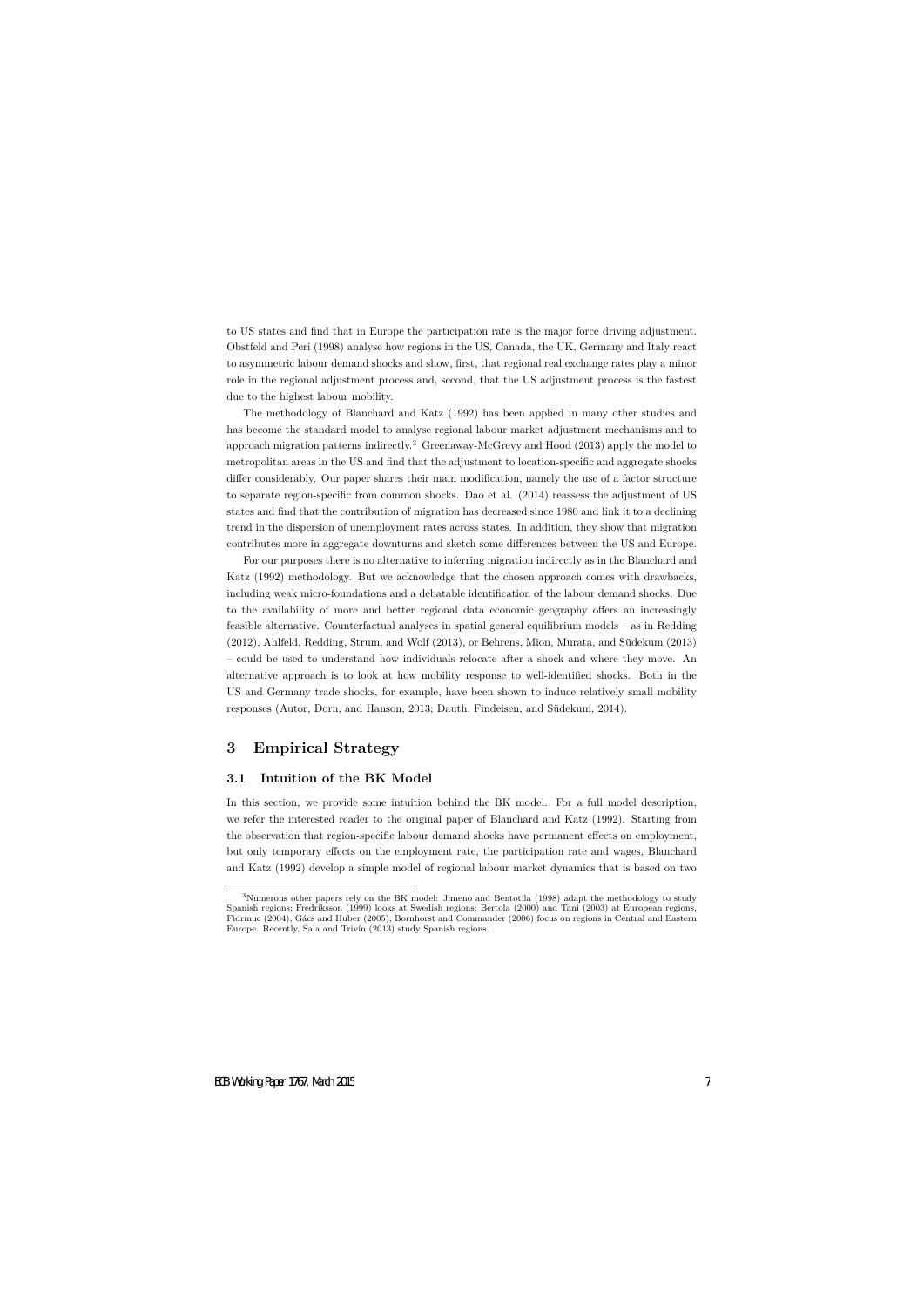to US states and find that in Europe the participation rate is the major force driving adjustment. Obstfeld and Peri (1998) analyse how regions in the US, Canada, the UK, Germany and Italy react to asymmetric labour demand shocks and show, first, that regional real exchange rates play a minor role in the regional adjustment process and, second, that the US adjustment process is the fastest due to the highest labour mobility.

The methodology of Blanchard and Katz (1992) has been applied in many other studies and has become the standard model to analyse regional labour market adjustment mechanisms and to approach migration patterns indirectly.[3] Greenaway-McGrevy and Hood (2013) apply the model to metropolitan areas in the US and find that the adjustment to location-specific and aggregate shocks differ considerably. Our paper shares their main modification, namely the use of a factor structure to separate region-specific from common shocks. Dao et al. (2014) reassess the adjustment of US states and find that the contribution of migration has decreased since 1980 and link it to a declining trend in the dispersion of unemployment rates across states. In addition, they show that migration contributes more in aggregate downturns and sketch some differences between the US and Europe.

For our purposes there is no alternative to inferring migration indirectly as in the Blanchard and Katz (1992) methodology. But we acknowledge that the chosen approach comes with drawbacks, including weak micro-foundations and a debatable identification of the labour demand shocks. Due to the availability of more and better regional data economic geography offers an increasingly feasible alternative. Counterfactual analyses in spatial general equilibrium models – as in Redding (2012), Ahlfeld, Redding, Strum, and Wolf (2013), or Behrens, Mion, Murata, and Südekum (2013) – could be used to understand how individuals relocate after a shock and where they move. An alternative approach is to look at how mobility response to well-identified shocks. Both in the US and Germany trade shocks, for example, have been shown to induce relatively small mobility responses (Autor, Dorn, and Hanson, 2013; Dauth, Findeisen, and Südekum, 2014).

## 3 Empirical Strategy

### 3.1 Intuition of the BK Model

In this section, we provide some intuition behind the BK model. For a full model description, we refer the interested reader to the original paper of Blanchard and Katz (1992). Starting from the observation that region-specific labour demand shocks have permanent effects on employment, but only temporary effects on the employment rate, the participation rate and wages, Blanchard and Katz (1992) develop a simple model of regional labour market dynamics that is based on two

[3] Numerous other papers rely on the BK model: Jimeno and Bentotila (1998) adapt the methodology to study Spanish regions; Fredriksson (1999) looks at Swedish regions; Bertola (2000) and Tani (2003) at European regions, Fidrmuc (2004), Gács and Huber (2005), Bornhorst and Commander (2006) focus on regions in Central and Eastern Europe. Recently, Sala and Trivín (2013) study Spanish regions.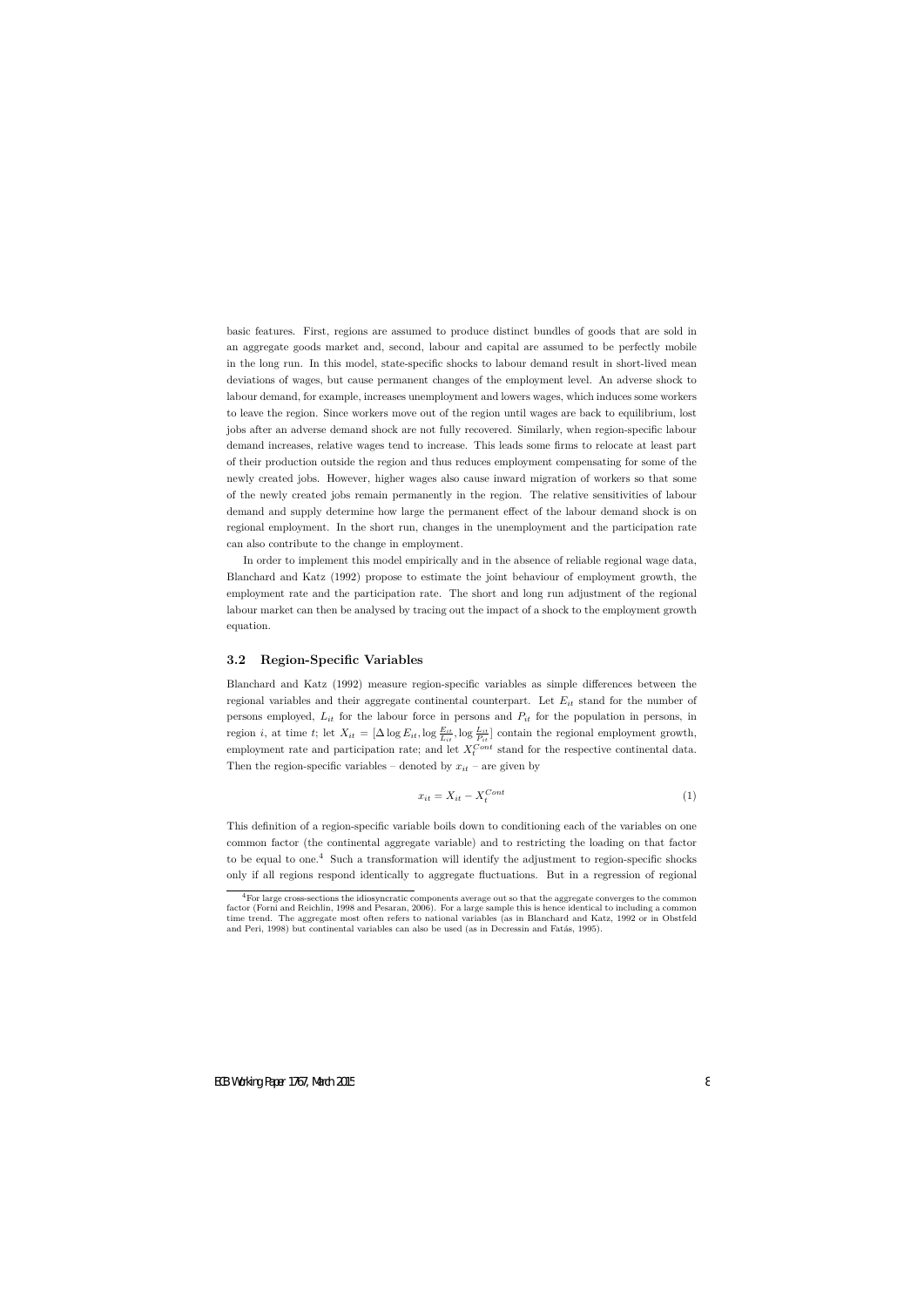basic features. First, regions are assumed to produce distinct bundles of goods that are sold in an aggregate goods market and, second, labour and capital are assumed to be perfectly mobile in the long run. In this model, state-specific shocks to labour demand result in short-lived mean deviations of wages, but cause permanent changes of the employment level. An adverse shock to labour demand, for example, increases unemployment and lowers wages, which induces some workers to leave the region. Since workers move out of the region until wages are back to equilibrium, lost jobs after an adverse demand shock are not fully recovered. Similarly, when region-specific labour demand increases, relative wages tend to increase. This leads some firms to relocate at least part of their production outside the region and thus reduces employment compensating for some of the newly created jobs. However, higher wages also cause inward migration of workers so that some of the newly created jobs remain permanently in the region. The relative sensitivities of labour demand and supply determine how large the permanent effect of the labour demand shock is on regional employment. In the short run, changes in the unemployment and the participation rate can also contribute to the change in employment.

In order to implement this model empirically and in the absence of reliable regional wage data, Blanchard and Katz (1992) propose to estimate the joint behaviour of employment growth, the employment rate and the participation rate. The short and long run adjustment of the regional labour market can then be analysed by tracing out the impact of a shock to the employment growth equation.

### 3.2 Region-Specific Variables

Blanchard and Katz (1992) measure region-specific variables as simple differences between the regional variables and their aggregate continental counterpart. Let $E_{it}$ stand for the number of persons employed, $L_{it}$ for the labour force in persons and $P_{it}$ for the population in persons, in region $i$, at time $t$; let $X_{it} = [\Delta \log E_{it}, \log \frac{E_{it}}{L_{it}}, \log \frac{L_{it}}{P_{it}}]$ contain the regional employment growth, employment rate and participation rate; and let $X_t^{Cont}$ stand for the respective continental data. Then the region-specific variables – denoted by $x_{it}$ – are given by

$$x_{it} = X_{it} - X_t^{Cont} \tag{1}$$

This definition of a region-specific variable boils down to conditioning each of the variables on one common factor (the continental aggregate variable) and to restricting the loading on that factor to be equal to one.[4] Such a transformation will identify the adjustment to region-specific shocks only if all regions respond identically to aggregate fluctuations. But in a regression of regional

[4] For large cross-sections the idiosyncratic components average out so that the aggregate converges to the common factor (Forni and Reichlin, 1998 and Pesaran, 2006). For a large sample this is hence identical to including a common time trend. The aggregate most often refers to national variables (as in Blanchard and Katz, 1992 or in Obstfeld and Peri, 1998) but continental variables can also be used (as in Decressin and Fatás, 1995).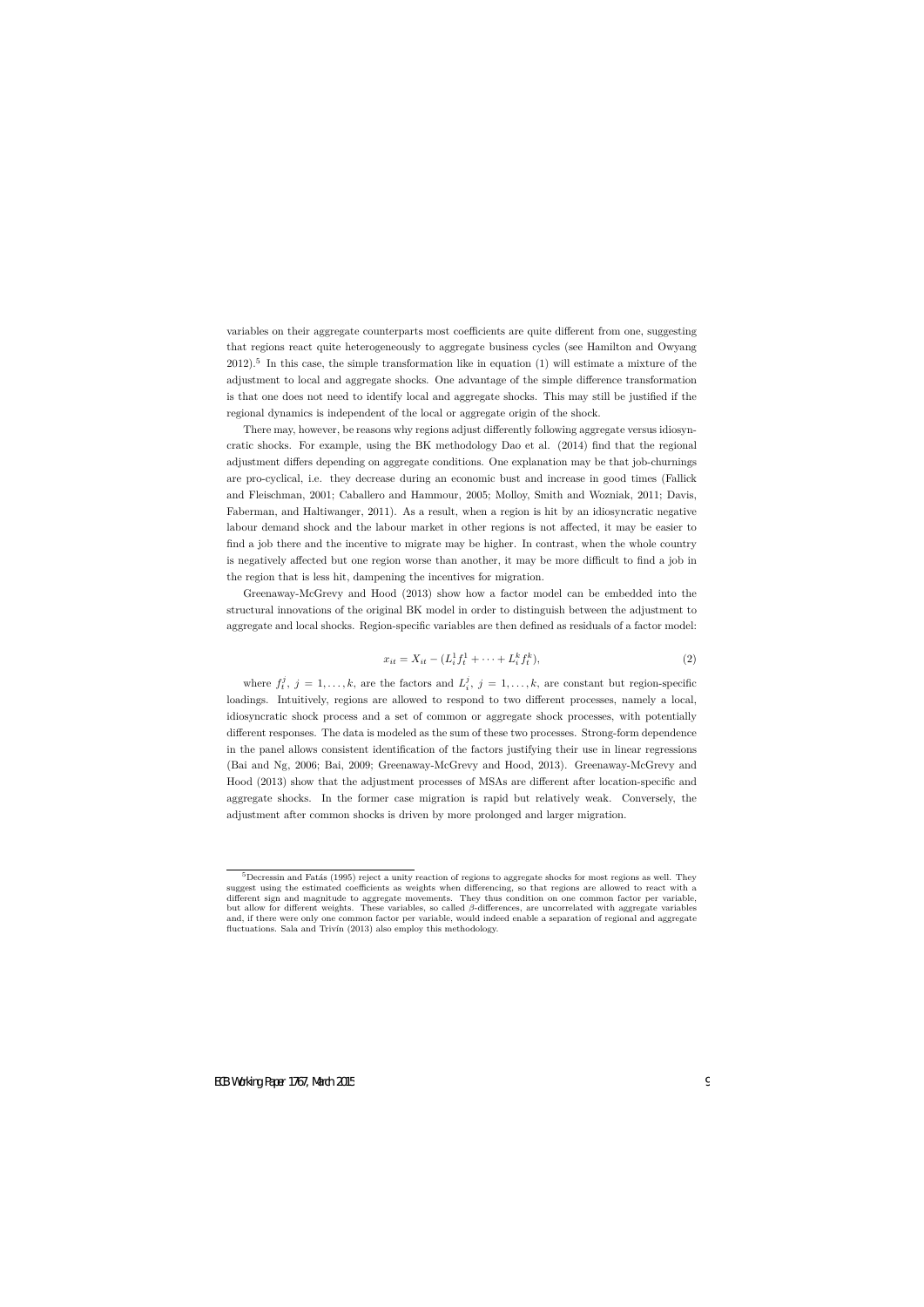variables on their aggregate counterparts most coefficients are quite different from one, suggesting that regions react quite heterogeneously to aggregate business cycles (see Hamilton and Owyang 2012).[5] In this case, the simple transformation like in equation (1) will estimate a mixture of the adjustment to local and aggregate shocks. One advantage of the simple difference transformation is that one does not need to identify local and aggregate shocks. This may still be justified if the regional dynamics is independent of the local or aggregate origin of the shock.

There may, however, be reasons why regions adjust differently following aggregate versus idiosyncratic shocks. For example, using the BK methodology Dao et al. (2014) find that the regional adjustment differs depending on aggregate conditions. One explanation may be that job-churnings are pro-cyclical, i.e. they decrease during an economic bust and increase in good times (Fallick and Fleischman, 2001; Caballero and Hammour, 2005; Molloy, Smith and Wozniak, 2011; Davis, Faberman, and Haltiwanger, 2011). As a result, when a region is hit by an idiosyncratic negative labour demand shock and the labour market in other regions is not affected, it may be easier to find a job there and the incentive to migrate may be higher. In contrast, when the whole country is negatively affected but one region worse than another, it may be more difficult to find a job in the region that is less hit, dampening the incentives for migration.

Greenaway-McGrevy and Hood (2013) show how a factor model can be embedded into the structural innovations of the original BK model in order to distinguish between the adjustment to aggregate and local shocks. Region-specific variables are then defined as residuals of a factor model:

$$x_{it} = X_{it} - (L_i^1 f_t^1 + \cdots + L_i^k f_t^k), \tag{2}$$

where $f_t^j$, $j = 1, \ldots, k$, are the factors and $L_i^j$, $j = 1, \ldots, k$, are constant but region-specific loadings. Intuitively, regions are allowed to respond to two different processes, namely a local, idiosyncratic shock process and a set of common or aggregate shock processes, with potentially different responses. The data is modeled as the sum of these two processes. Strong-form dependence in the panel allows consistent identification of the factors justifying their use in linear regressions (Bai and Ng, 2006; Bai, 2009; Greenaway-McGrevy and Hood, 2013). Greenaway-McGrevy and Hood (2013) show that the adjustment processes of MSAs are different after location-specific and aggregate shocks. In the former case migration is rapid but relatively weak. Conversely, the adjustment after common shocks is driven by more prolonged and larger migration.

[5] Decressin and Fatás (1995) reject a unity reaction of regions to aggregate shocks for most regions as well. They suggest using the estimated coefficients as weights when differencing, so that regions are allowed to react with a different sign and magnitude to aggregate movements. They thus condition on one common factor per variable, but allow for different weights. These variables, so called $\beta$-differences, are uncorrelated with aggregate variables and, if there were only one common factor per variable, would indeed enable a separation of regional and aggregate fluctuations. Sala and Trivín (2013) also employ this methodology.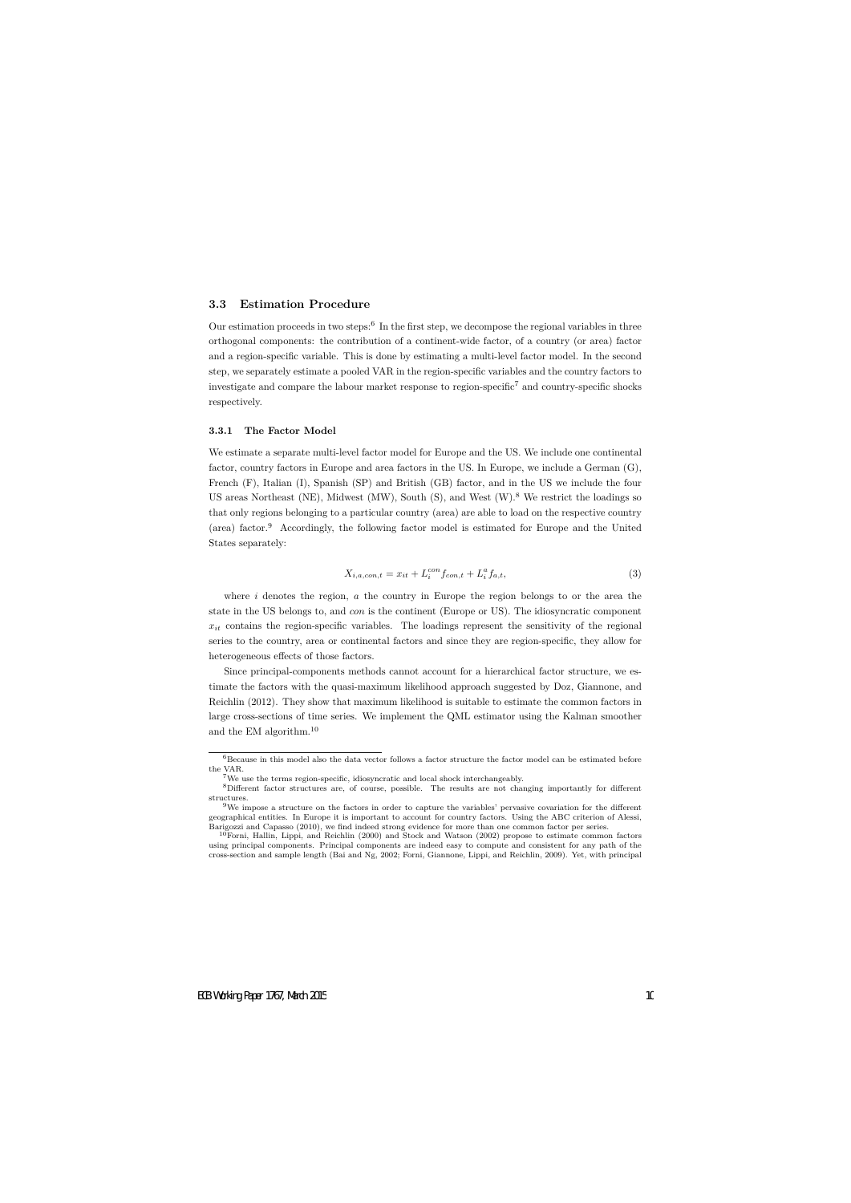### 3.3 Estimation Procedure

Our estimation proceeds in two steps:[6] In the first step, we decompose the regional variables in three orthogonal components: the contribution of a continent-wide factor, of a country (or area) factor and a region-specific variable. This is done by estimating a multi-level factor model. In the second step, we separately estimate a pooled VAR in the region-specific variables and the country factors to investigate and compare the labour market response to region-specific[7] and country-specific shocks respectively.

#### 3.3.1 The Factor Model

We estimate a separate multi-level factor model for Europe and the US. We include one continental factor, country factors in Europe and area factors in the US. In Europe, we include a German (G), French (F), Italian (I), Spanish (SP) and British (GB) factor, and in the US we include the four US areas Northeast (NE), Midwest (MW), South (S), and West (W).[8] We restrict the loadings so that only regions belonging to a particular country (area) are able to load on the respective country (area) factor.[9] Accordingly, the following factor model is estimated for Europe and the United States separately:

$$X_{i,a,con,t} = x_{it} + L_i^{con} f_{con,t} + L_i^a f_{a,t}, \tag{3}$$

where $i$ denotes the region, $a$ the country in Europe the region belongs to or the area the state in the US belongs to, and $con$ is the continent (Europe or US). The idiosyncratic component $x_{it}$ contains the region-specific variables. The loadings represent the sensitivity of the regional series to the country, area or continental factors and since they are region-specific, they allow for heterogeneous effects of those factors.

Since principal-components methods cannot account for a hierarchical factor structure, we estimate the factors with the quasi-maximum likelihood approach suggested by Doz, Giannone, and Reichlin (2012). They show that maximum likelihood is suitable to estimate the common factors in large cross-sections of time series. We implement the QML estimator using the Kalman smoother and the EM algorithm.[10]

---

[6] Because in this model also the data vector follows a factor structure the factor model can be estimated before the VAR.

[7] We use the terms region-specific, idiosyncratic and local shock interchangeably.

[8] Different factor structures are, of course, possible. The results are not changing importantly for different structures.

[9] We impose a structure on the factors in order to capture the variables' pervasive covariation for the different geographical entities. In Europe it is important to account for country factors. Using the ABC criterion of Alessi, Barigozzi and Capasso (2010), we find indeed strong evidence for more than one common factor per series.

[10] Forni, Hallin, Lippi, and Reichlin (2000) and Stock and Watson (2002) propose to estimate common factors using principal components. Principal components are indeed easy to compute and consistent for any path of the cross-section and sample length (Bai and Ng, 2002; Forni, Giannone, Lippi, and Reichlin, 2009). Yet, with principal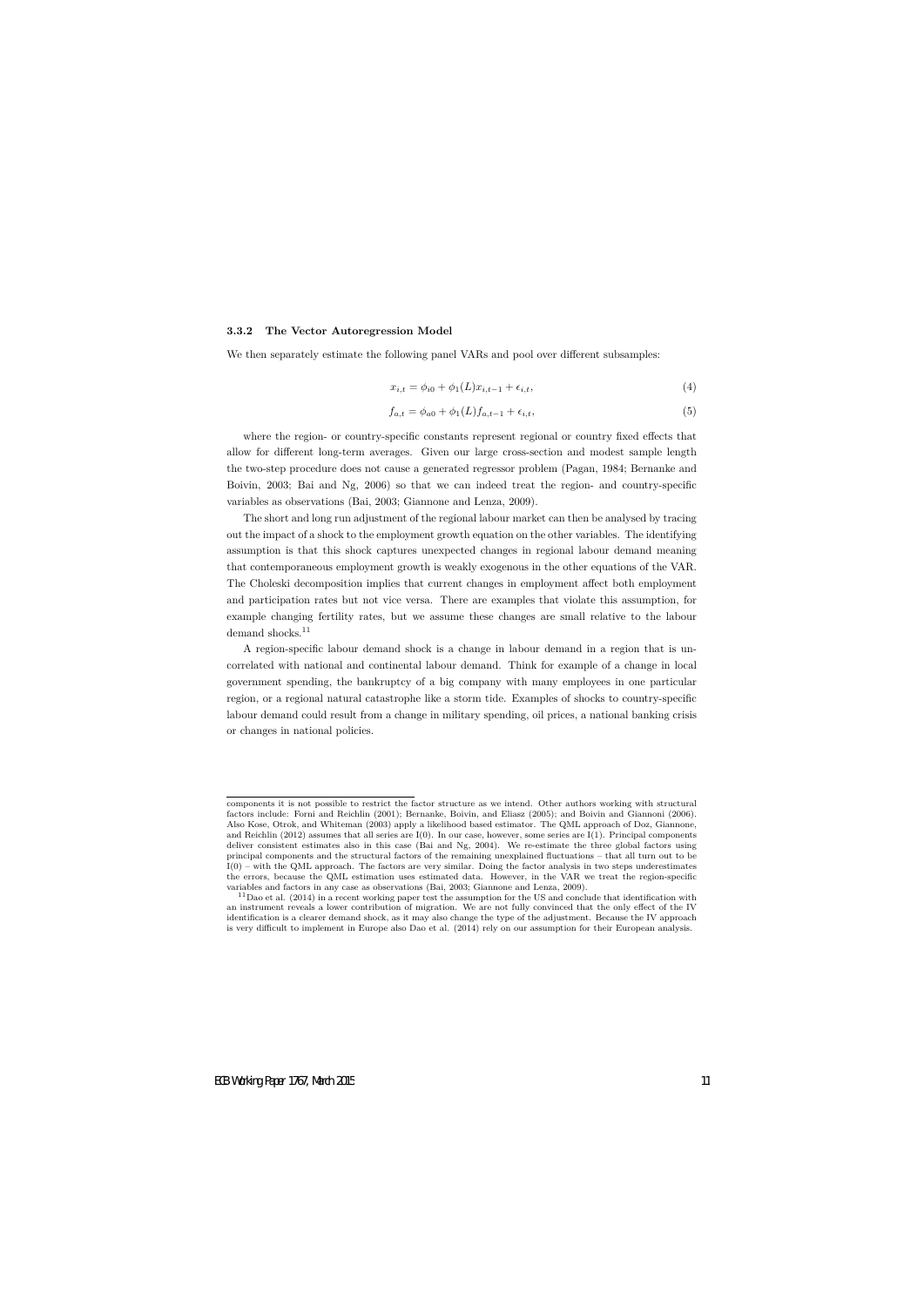### 3.3.2 The Vector Autoregression Model

We then separately estimate the following panel VARs and pool over different subsamples:

$$x_{i,t} = \phi_{i0} + \phi_1(L)x_{i,t-1} + \epsilon_{i,t}, \tag{4}$$

$$f_{a,t} = \phi_{a0} + \phi_1(L)f_{a,t-1} + \epsilon_{i,t}, \tag{5}$$

where the region- or country-specific constants represent regional or country fixed effects that allow for different long-term averages. Given our large cross-section and modest sample length the two-step procedure does not cause a generated regressor problem (Pagan, 1984; Bernanke and Boivin, 2003; Bai and Ng, 2006) so that we can indeed treat the region- and country-specific variables as observations (Bai, 2003; Giannone and Lenza, 2009).

The short and long run adjustment of the regional labour market can then be analysed by tracing out the impact of a shock to the employment growth equation on the other variables. The identifying assumption is that this shock captures unexpected changes in regional labour demand meaning that contemporaneous employment growth is weakly exogenous in the other equations of the VAR. The Choleski decomposition implies that current changes in employment affect both employment and participation rates but not vice versa. There are examples that violate this assumption, for example changing fertility rates, but we assume these changes are small relative to the labour demand shocks.[11]

A region-specific labour demand shock is a change in labour demand in a region that is uncorrelated with national and continental labour demand. Think for example of a change in local government spending, the bankruptcy of a big company with many employees in one particular region, or a regional natural catastrophe like a storm tide. Examples of shocks to country-specific labour demand could result from a change in military spending, oil prices, a national banking crisis or changes in national policies.

---

components it is not possible to restrict the factor structure as we intend. Other authors working with structural factors include: Forni and Reichlin (2001); Bernanke, Boivin, and Eliasz (2005); and Boivin and Giannoni (2006). Also Kose, Otrok, and Whiteman (2003) apply a likelihood based estimator. The QML approach of Doz, Giannone, and Reichlin (2012) assumes that all series are I(0). In our case, however, some series are I(1). Principal components deliver consistent estimates also in this case (Bai and Ng, 2004). We re-estimate the three global factors using principal components and the structural factors of the remaining unexplained fluctuations – that all turn out to be I(0) – with the QML approach. The factors are very similar. Doing the factor analysis in two steps underestimates the errors, because the QML estimation uses estimated data. However, in the VAR we treat the region-specific variables and factors in any case as observations (Bai, 2003; Giannone and Lenza, 2009).

[11] Dao et al. (2014) in a recent working paper test the assumption for the US and conclude that identification with an instrument reveals a lower contribution of migration. We are not fully convinced that the only effect of the IV identification is a clearer demand shock, as it may also change the type of the adjustment. Because the IV approach is very difficult to implement in Europe also Dao et al. (2014) rely on our assumption for their European analysis.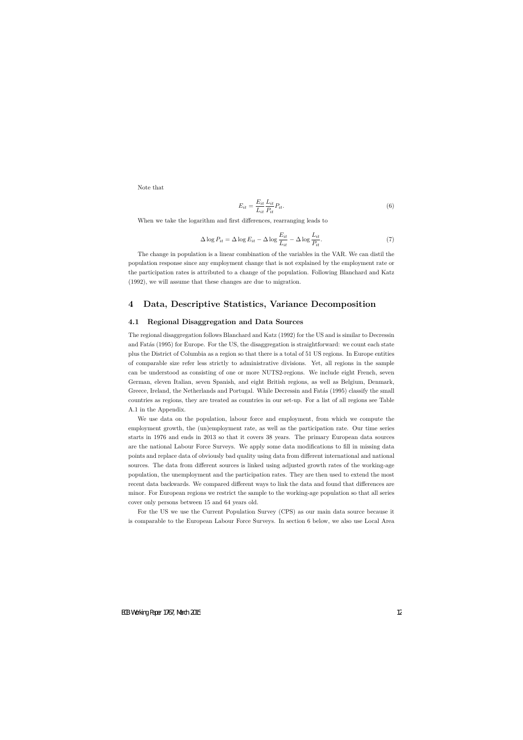Note that

$$E_{it} = \frac{E_{it}}{L_{it}} \frac{L_{it}}{P_{it}} P_{it}. \tag{6}$$

When we take the logarithm and first differences, rearranging leads to

$$\Delta \log P_{it} = \Delta \log E_{it} - \Delta \log \frac{E_{it}}{L_{it}} - \Delta \log \frac{L_{it}}{P_{it}}. \tag{7}$$

The change in population is a linear combination of the variables in the VAR. We can distil the population response since any employment change that is not explained by the employment rate or the participation rates is attributed to a change of the population. Following Blanchard and Katz (1992), we will assume that these changes are due to migration.

## 4 Data, Descriptive Statistics, Variance Decomposition

### 4.1 Regional Disaggregation and Data Sources

The regional disaggregation follows Blanchard and Katz (1992) for the US and is similar to Decressin and Fatás (1995) for Europe. For the US, the disaggregation is straightforward: we count each state plus the District of Columbia as a region so that there is a total of 51 US regions. In Europe entities of comparable size refer less strictly to administrative divisions. Yet, all regions in the sample can be understood as consisting of one or more NUTS2-regions. We include eight French, seven German, eleven Italian, seven Spanish, and eight British regions, as well as Belgium, Denmark, Greece, Ireland, the Netherlands and Portugal. While Decressin and Fatás (1995) classify the small countries as regions, they are treated as countries in our set-up. For a list of all regions see Table A.1 in the Appendix.

We use data on the population, labour force and employment, from which we compute the employment growth, the (un)employment rate, as well as the participation rate. Our time series starts in 1976 and ends in 2013 so that it covers 38 years. The primary European data sources are the national Labour Force Surveys. We apply some data modifications to fill in missing data points and replace data of obviously bad quality using data from different international and national sources. The data from different sources is linked using adjusted growth rates of the working-age population, the unemployment and the participation rates. They are then used to extend the most recent data backwards. We compared different ways to link the data and found that differences are minor. For European regions we restrict the sample to the working-age population so that all series cover only persons between 15 and 64 years old.

For the US we use the Current Population Survey (CPS) as our main data source because it is comparable to the European Labour Force Surveys. In section 6 below, we also use Local Area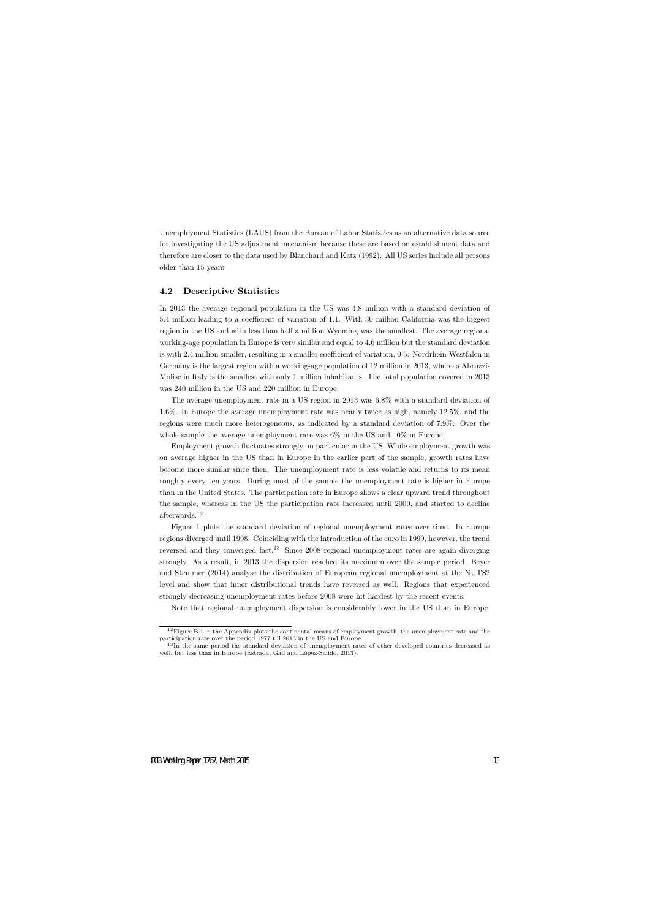Unemployment Statistics (LAUS) from the Bureau of Labor Statistics as an alternative data source for investigating the US adjustment mechanism because these are based on establishment data and therefore are closer to the data used by Blanchard and Katz (1992). All US series include all persons older than 15 years.

### 4.2 Descriptive Statistics

In 2013 the average regional population in the US was 4.8 million with a standard deviation of 5.4 million leading to a coefficient of variation of 1.1. With 30 million California was the biggest region in the US and with less than half a million Wyoming was the smallest. The average regional working-age population in Europe is very similar and equal to 4.6 million but the standard deviation is with 2.4 million smaller, resulting in a smaller coefficient of variation, 0.5. Nordrhein-Westfalen in Germany is the largest region with a working-age population of 12 million in 2013, whereas Abruzzi-Molise in Italy is the smallest with only 1 million inhabitants. The total population covered in 2013 was 240 million in the US and 220 million in Europe.

The average unemployment rate in a US region in 2013 was 6.8% with a standard deviation of 1.6%. In Europe the average unemployment rate was nearly twice as high, namely 12.5%, and the regions were much more heterogeneous, as indicated by a standard deviation of 7.9%. Over the whole sample the average unemployment rate was 6% in the US and 10% in Europe.

Employment growth fluctuates strongly, in particular in the US. While employment growth was on average higher in the US than in Europe in the earlier part of the sample, growth rates have become more similar since then. The unemployment rate is less volatile and returns to its mean roughly every ten years. During most of the sample the unemployment rate is higher in Europe than in the United States. The participation rate in Europe shows a clear upward trend throughout the sample, whereas in the US the participation rate increased until 2000, and started to decline afterwards.[12]

Figure 1 plots the standard deviation of regional unemployment rates over time. In Europe regions diverged until 1998. Coinciding with the introduction of the euro in 1999, however, the trend reversed and they converged fast.[13] Since 2008 regional unemployment rates are again diverging strongly. As a result, in 2013 the dispersion reached its maximum over the sample period. Beyer and Stemmer (2014) analyse the distribution of European regional unemployment at the NUTS2 level and show that inner distributional trends have reversed as well. Regions that experienced strongly decreasing unemployment rates before 2008 were hit hardest by the recent events.

Note that regional unemployment dispersion is considerably lower in the US than in Europe,

[12] Figure B.1 in the Appendix plots the continental means of employment growth, the unemployment rate and the participation rate over the period 1977 till 2013 in the US and Europe.

[13] In the same period the standard deviation of unemployment rates of other developed countries decreased as well, but less than in Europe (Estrada, Galí and López-Salido, 2013).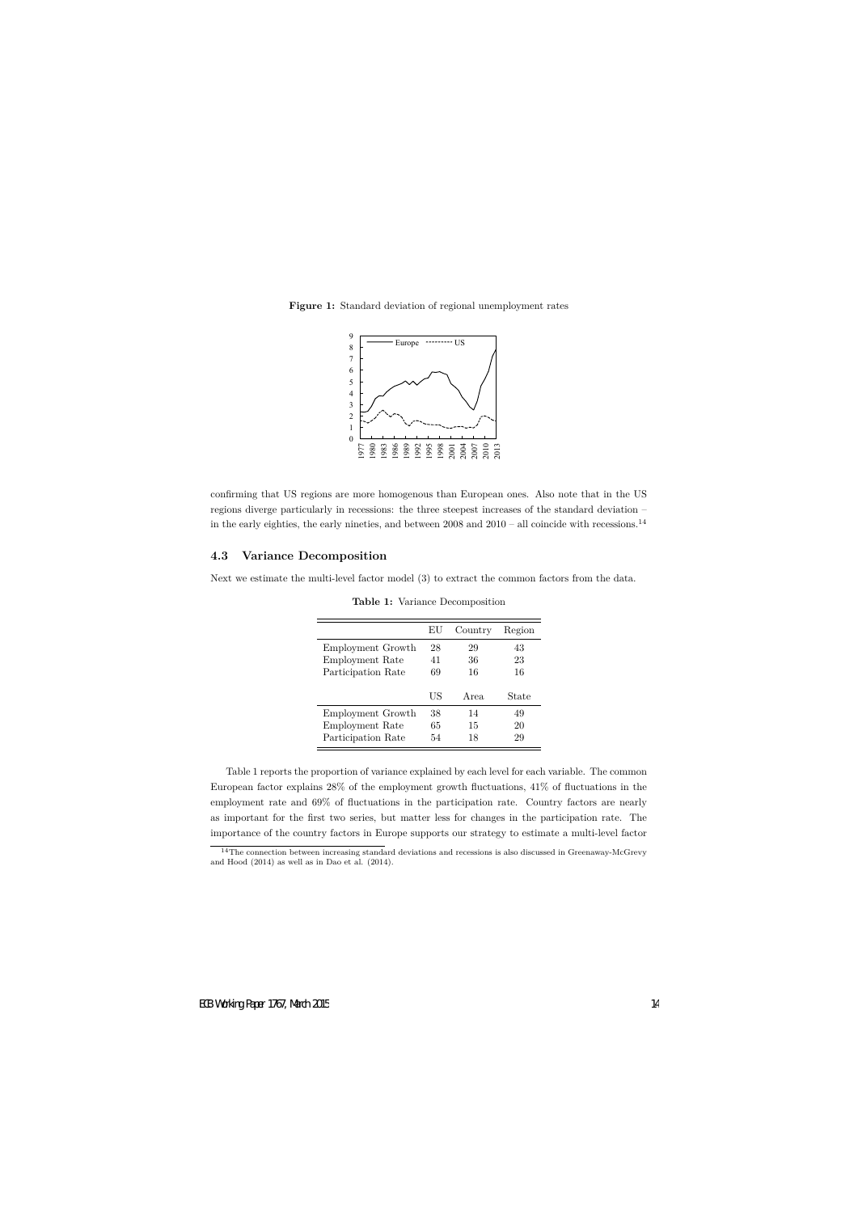**Figure 1:** Standard deviation of regional unemployment rates

confirming that US regions are more homogenous than European ones. Also note that in the US regions diverge particularly in recessions: the three steepest increases of the standard deviation – in the early eighties, the early nineties, and between 2008 and 2010 – all coincide with recessions.[14]

### 4.3 Variance Decomposition

Next we estimate the multi-level factor model (3) to extract the common factors from the data.

**Table 1:** Variance Decomposition

| | EU | Country | Region |
|---|---|---|---|
| Employment Growth | 28 | 29 | 43 |
| Employment Rate | 41 | 36 | 23 |
| Participation Rate | 69 | 16 | 16 |
| | US | Area | State |
| Employment Growth | 38 | 14 | 49 |
| Employment Rate | 65 | 15 | 20 |
| Participation Rate | 54 | 18 | 29 |

Table 1 reports the proportion of variance explained by each level for each variable. The common European factor explains 28% of the employment growth fluctuations, 41% of fluctuations in the employment rate and 69% of fluctuations in the participation rate. Country factors are nearly as important for the first two series, but matter less for changes in the participation rate. The importance of the country factors in Europe supports our strategy to estimate a multi-level factor

[14] The connection between increasing standard deviations and recessions is also discussed in Greenaway-McGrevy and Hood (2014) as well as in Dao et al. (2014).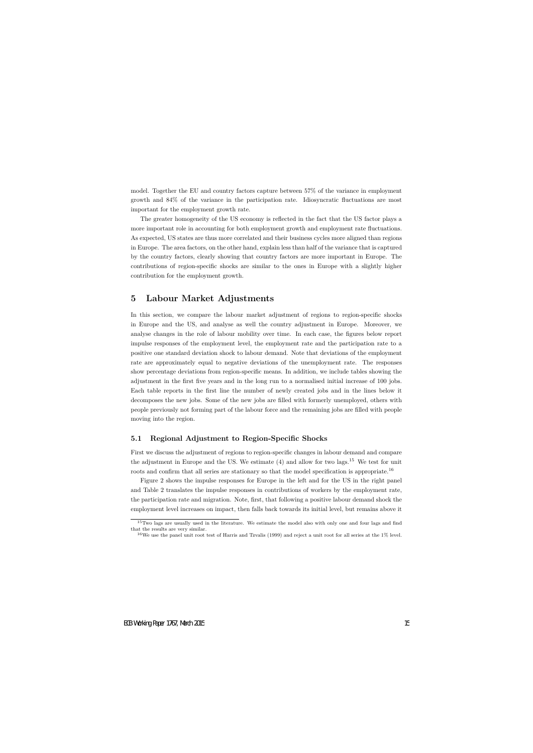model. Together the EU and country factors capture between 57% of the variance in employment growth and 84% of the variance in the participation rate. Idiosyncratic fluctuations are most important for the employment growth rate.

The greater homogeneity of the US economy is reflected in the fact that the US factor plays a more important role in accounting for both employment growth and employment rate fluctuations. As expected, US states are thus more correlated and their business cycles more aligned than regions in Europe. The area factors, on the other hand, explain less than half of the variance that is captured by the country factors, clearly showing that country factors are more important in Europe. The contributions of region-specific shocks are similar to the ones in Europe with a slightly higher contribution for the employment growth.

## 5 Labour Market Adjustments

In this section, we compare the labour market adjustment of regions to region-specific shocks in Europe and the US, and analyse as well the country adjustment in Europe. Moreover, we analyse changes in the role of labour mobility over time. In each case, the figures below report impulse responses of the employment level, the employment rate and the participation rate to a positive one standard deviation shock to labour demand. Note that deviations of the employment rate are approximately equal to negative deviations of the unemployment rate. The responses show percentage deviations from region-specific means. In addition, we include tables showing the adjustment in the first five years and in the long run to a normalised initial increase of 100 jobs. Each table reports in the first line the number of newly created jobs and in the lines below it decomposes the new jobs. Some of the new jobs are filled with formerly unemployed, others with people previously not forming part of the labour force and the remaining jobs are filled with people moving into the region.

### 5.1 Regional Adjustment to Region-Specific Shocks

First we discuss the adjustment of regions to region-specific changes in labour demand and compare the adjustment in Europe and the US. We estimate (4) and allow for two lags.[15] We test for unit roots and confirm that all series are stationary so that the model specification is appropriate.[16]

Figure 2 shows the impulse responses for Europe in the left and for the US in the right panel and Table 2 translates the impulse responses in contributions of workers by the employment rate, the participation rate and migration. Note, first, that following a positive labour demand shock the employment level increases on impact, then falls back towards its initial level, but remains above it

[15] Two lags are usually used in the literature. We estimate the model also with only one and four lags and find that the results are very similar.

[16] We use the panel unit root test of Harris and Tzvalis (1999) and reject a unit root for all series at the 1% level.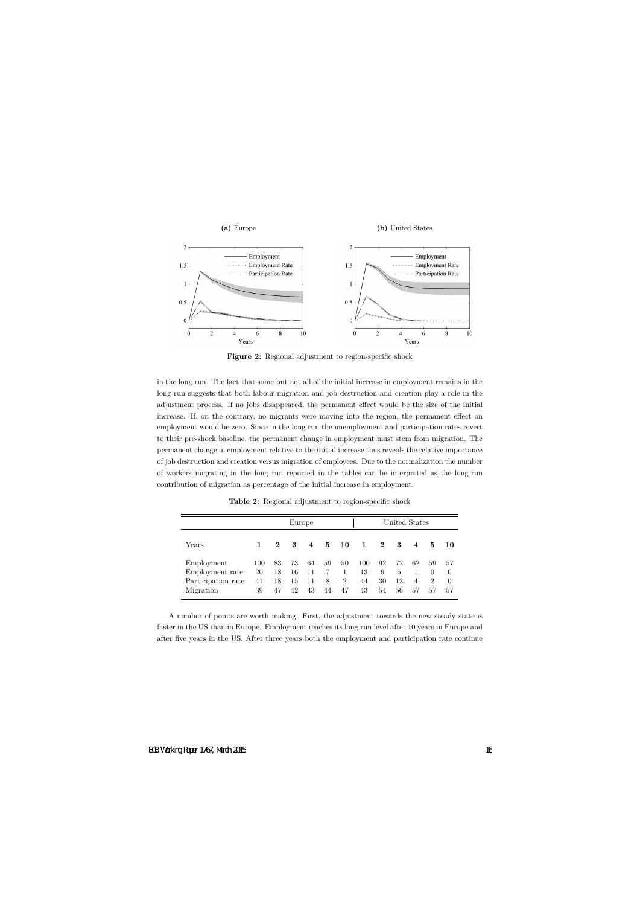**(a)** Europe

**(b)** United States

**Figure 2:** Regional adjustment to region-specific shock

in the long run. The fact that some but not all of the initial increase in employment remains in the long run suggests that both labour migration and job destruction and creation play a role in the adjustment process. If no jobs disappeared, the permanent effect would be the size of the initial increase. If, on the contrary, no migrants were moving into the region, the permanent effect on employment would be zero. Since in the long run the unemployment and participation rates revert to their pre-shock baseline, the permanent change in employment must stem from migration. The permanent change in employment relative to the initial increase thus reveals the relative importance of job destruction and creation versus migration of employees. Due to the normalization the number of workers migrating in the long run reported in the tables can be interpreted as the long-run contribution of migration as percentage of the initial increase in employment.

**Table 2:** Regional adjustment to region-specific shock

| | Europe | | | | | | United States | | | | | |
|---|---|---|---|---|---|---|---|---|---|---|---|---|
| Years | **1** | **2** | **3** | **4** | **5** | **10** | **1** | **2** | **3** | **4** | **5** | **10** |
| Employment | 100 | 83 | 73 | 64 | 59 | 50 | 100 | 92 | 72 | 62 | 59 | 57 |
| Employment rate | 20 | 18 | 16 | 11 | 7 | 1 | 13 | 9 | 5 | 1 | 0 | 0 |
| Participation rate | 41 | 18 | 15 | 11 | 8 | 2 | 44 | 30 | 12 | 4 | 2 | 0 |
| Migration | 39 | 47 | 42 | 43 | 44 | 47 | 43 | 54 | 56 | 57 | 57 | 57 |

A number of points are worth making. First, the adjustment towards the new steady state is faster in the US than in Europe. Employment reaches its long run level after 10 years in Europe and after five years in the US. After three years both the employment and participation rate continue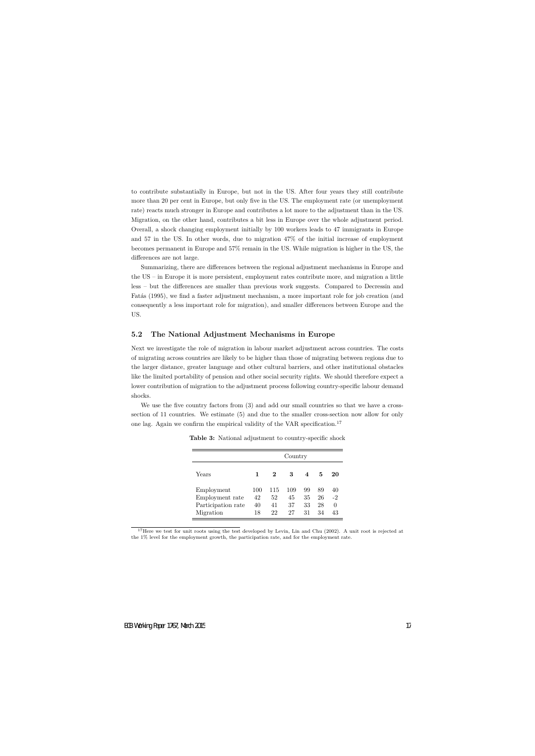to contribute substantially in Europe, but not in the US. After four years they still contribute more than 20 per cent in Europe, but only five in the US. The employment rate (or unemployment rate) reacts much stronger in Europe and contributes a lot more to the adjustment than in the US. Migration, on the other hand, contributes a bit less in Europe over the whole adjustment period. Overall, a shock changing employment initially by 100 workers leads to 47 immigrants in Europe and 57 in the US. In other words, due to migration 47% of the initial increase of employment becomes permanent in Europe and 57% remain in the US. While migration is higher in the US, the differences are not large.

Summarizing, there are differences between the regional adjustment mechanisms in Europe and the US – in Europe it is more persistent, employment rates contribute more, and migration a little less – but the differences are smaller than previous work suggests. Compared to Decressin and Fatás (1995), we find a faster adjustment mechanism, a more important role for job creation (and consequently a less important role for migration), and smaller differences between Europe and the US.

### 5.2 The National Adjustment Mechanisms in Europe

Next we investigate the role of migration in labour market adjustment across countries. The costs of migrating across countries are likely to be higher than those of migrating between regions due to the larger distance, greater language and other cultural barriers, and other institutional obstacles like the limited portability of pension and other social security rights. We should therefore expect a lower contribution of migration to the adjustment process following country-specific labour demand shocks.

We use the five country factors from (3) and add our small countries so that we have a cross-section of 11 countries. We estimate (5) and due to the smaller cross-section now allow for only one lag. Again we confirm the empirical validity of the VAR specification.[17]

**Table 3:** National adjustment to country-specific shock

| | Country | | | | | |
|---|---|---|---|---|---|---|
| Years | **1** | **2** | **3** | **4** | **5** | **20** |
| Employment | 100 | 115 | 109 | 99 | 89 | 40 |
| Employment rate | 42 | 52 | 45 | 35 | 26 | -2 |
| Participation rate | 40 | 41 | 37 | 33 | 28 | 0 |
| Migration | 18 | 22 | 27 | 31 | 34 | 43 |

[17] Here we test for unit roots using the test developed by Levin, Lin and Chu (2002). A unit root is rejected at the 1% level for the employment growth, the participation rate, and for the employment rate.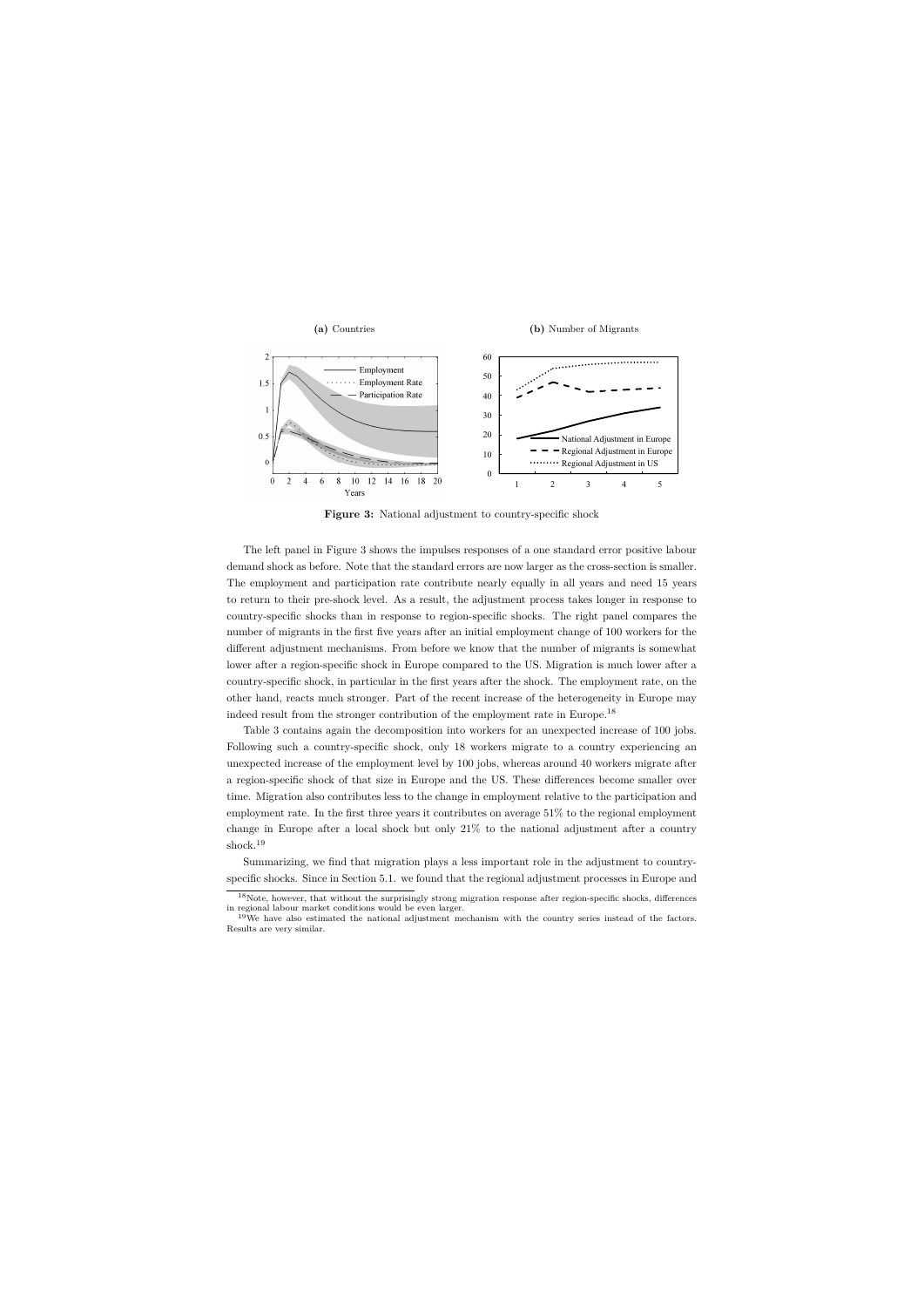**(a)** Countries

**(b)** Number of Migrants

**Figure 3:** National adjustment to country-specific shock

The left panel in Figure 3 shows the impulses responses of a one standard error positive labour demand shock as before. Note that the standard errors are now larger as the cross-section is smaller. The employment and participation rate contribute nearly equally in all years and need 15 years to return to their pre-shock level. As a result, the adjustment process takes longer in response to country-specific shocks than in response to region-specific shocks. The right panel compares the number of migrants in the first five years after an initial employment change of 100 workers for the different adjustment mechanisms. From before we know that the number of migrants is somewhat lower after a region-specific shock in Europe compared to the US. Migration is much lower after a country-specific shock, in particular in the first years after the shock. The employment rate, on the other hand, reacts much stronger. Part of the recent increase of the heterogeneity in Europe may indeed result from the stronger contribution of the employment rate in Europe.[18]

Table 3 contains again the decomposition into workers for an unexpected increase of 100 jobs. Following such a country-specific shock, only 18 workers migrate to a country experiencing an unexpected increase of the employment level by 100 jobs, whereas around 40 workers migrate after a region-specific shock of that size in Europe and the US. These differences become smaller over time. Migration also contributes less to the change in employment relative to the participation and employment rate. In the first three years it contributes on average 51% to the regional employment change in Europe after a local shock but only 21% to the national adjustment after a country shock.[19]

Summarizing, we find that migration plays a less important role in the adjustment to country-specific shocks. Since in Section 5.1. we found that the regional adjustment processes in Europe and

[18] Note, however, that without the surprisingly strong migration response after region-specific shocks, differences in regional labour market conditions would be even larger.

[19] We have also estimated the national adjustment mechanism with the country series instead of the factors. Results are very similar.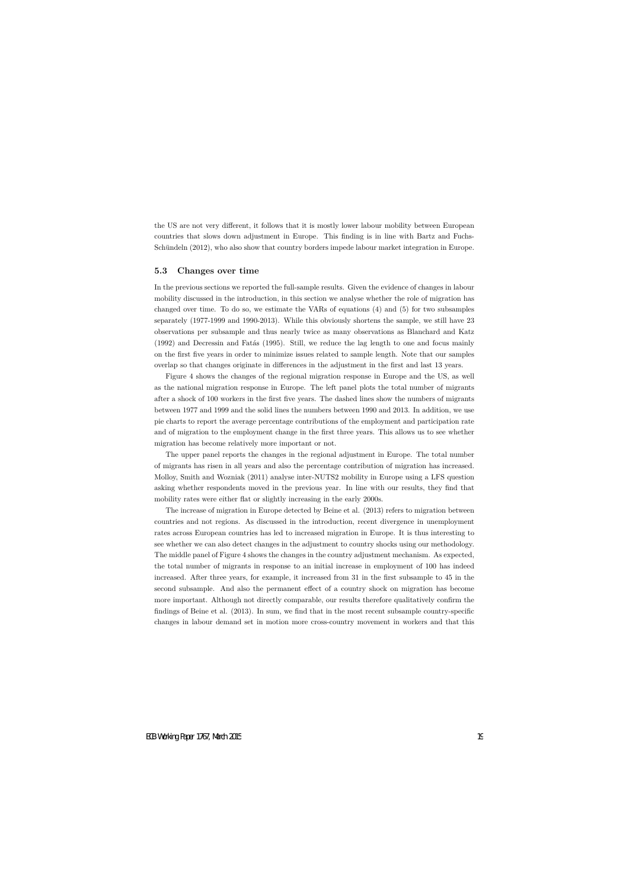the US are not very different, it follows that it is mostly lower labour mobility between European countries that slows down adjustment in Europe. This finding is in line with Bartz and Fuchs-Schündeln (2012), who also show that country borders impede labour market integration in Europe.

### 5.3 Changes over time

In the previous sections we reported the full-sample results. Given the evidence of changes in labour mobility discussed in the introduction, in this section we analyse whether the role of migration has changed over time. To do so, we estimate the VARs of equations (4) and (5) for two subsamples separately (1977-1999 and 1990-2013). While this obviously shortens the sample, we still have 23 observations per subsample and thus nearly twice as many observations as Blanchard and Katz (1992) and Decressin and Fatás (1995). Still, we reduce the lag length to one and focus mainly on the first five years in order to minimize issues related to sample length. Note that our samples overlap so that changes originate in differences in the adjustment in the first and last 13 years.

Figure 4 shows the changes of the regional migration response in Europe and the US, as well as the national migration response in Europe. The left panel plots the total number of migrants after a shock of 100 workers in the first five years. The dashed lines show the numbers of migrants between 1977 and 1999 and the solid lines the numbers between 1990 and 2013. In addition, we use pie charts to report the average percentage contributions of the employment and participation rate and of migration to the employment change in the first three years. This allows us to see whether migration has become relatively more important or not.

The upper panel reports the changes in the regional adjustment in Europe. The total number of migrants has risen in all years and also the percentage contribution of migration has increased. Molloy, Smith and Wozniak (2011) analyse inter-NUTS2 mobility in Europe using a LFS question asking whether respondents moved in the previous year. In line with our results, they find that mobility rates were either flat or slightly increasing in the early 2000s.

The increase of migration in Europe detected by Beine et al. (2013) refers to migration between countries and not regions. As discussed in the introduction, recent divergence in unemployment rates across European countries has led to increased migration in Europe. It is thus interesting to see whether we can also detect changes in the adjustment to country shocks using our methodology. The middle panel of Figure 4 shows the changes in the country adjustment mechanism. As expected, the total number of migrants in response to an initial increase in employment of 100 has indeed increased. After three years, for example, it increased from 31 in the first subsample to 45 in the second subsample. And also the permanent effect of a country shock on migration has become more important. Although not directly comparable, our results therefore qualitatively confirm the findings of Beine et al. (2013). In sum, we find that in the most recent subsample country-specific changes in labour demand set in motion more cross-country movement in workers and that this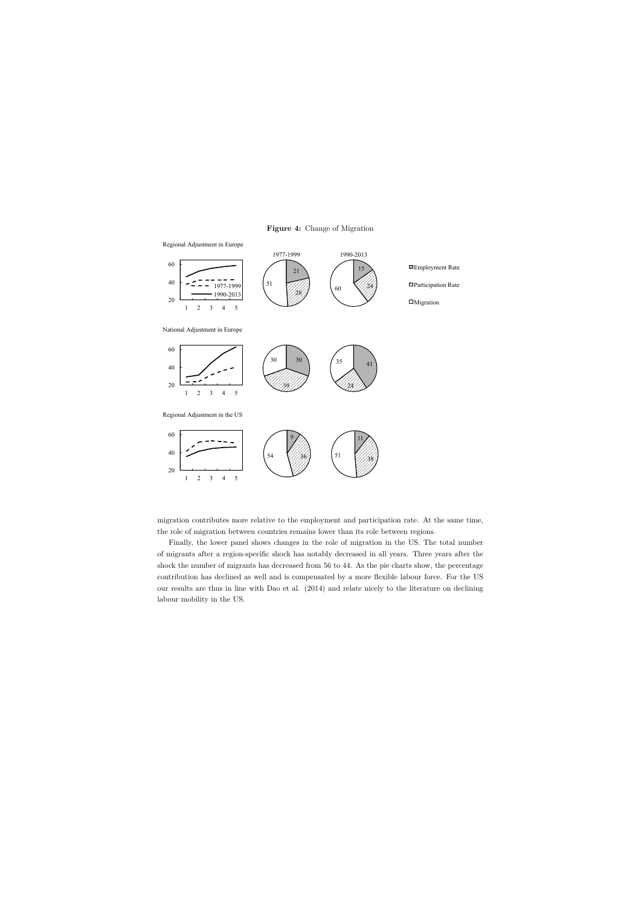**Figure 4:** Change of Migration

Regional Adjustment in Europe

1977-1999

1990-2013

Employment Rate

Participation Rate

Migration

National Adjustment in Europe

Regional Adjustment in the US

migration contributes more relative to the employment and participation rate. At the same time, the role of migration between countries remains lower than its role between regions.

Finally, the lower panel shows changes in the role of migration in the US. The total number of migrants after a region-specific shock has notably decreased in all years. Three years after the shock the number of migrants has decreased from 56 to 44. As the pie charts show, the percentage contribution has declined as well and is compensated by a more flexible labour force. For the US our results are thus in line with Dao et al. (2014) and relate nicely to the literature on declining labour mobility in the US.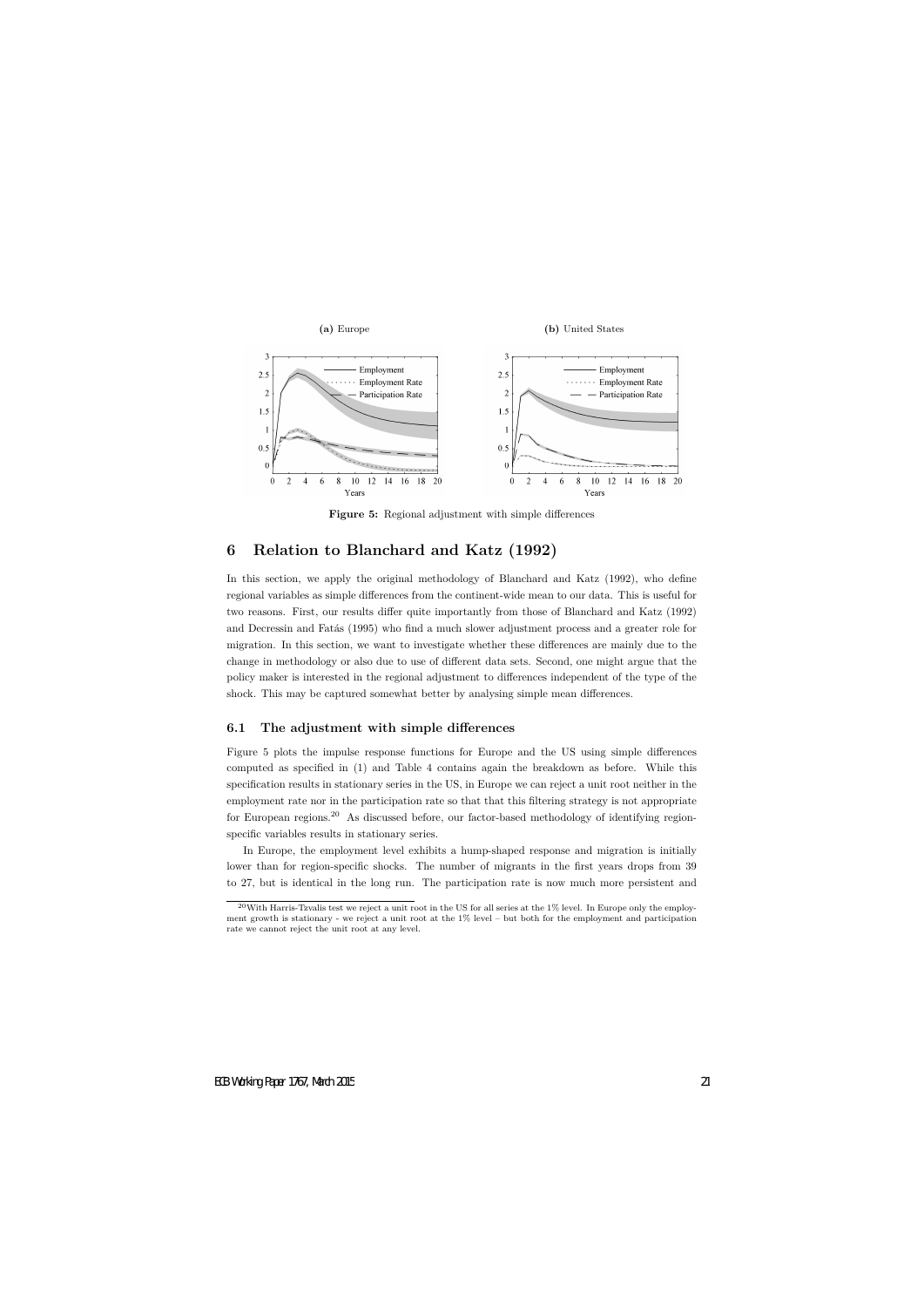**(a)** Europe

**(b)** United States

**Figure 5:** Regional adjustment with simple differences

# 6 Relation to Blanchard and Katz (1992)

In this section, we apply the original methodology of Blanchard and Katz (1992), who define regional variables as simple differences from the continent-wide mean to our data. This is useful for two reasons. First, our results differ quite importantly from those of Blanchard and Katz (1992) and Decressin and Fatás (1995) who find a much slower adjustment process and a greater role for migration. In this section, we want to investigate whether these differences are mainly due to the change in methodology or also due to use of different data sets. Second, one might argue that the policy maker is interested in the regional adjustment to differences independent of the type of the shock. This may be captured somewhat better by analysing simple mean differences.

## 6.1 The adjustment with simple differences

Figure 5 plots the impulse response functions for Europe and the US using simple differences computed as specified in (1) and Table 4 contains again the breakdown as before. While this specification results in stationary series in the US, in Europe we can reject a unit root neither in the employment rate nor in the participation rate so that that this filtering strategy is not appropriate for European regions.[20] As discussed before, our factor-based methodology of identifying region-specific variables results in stationary series.

In Europe, the employment level exhibits a hump-shaped response and migration is initially lower than for region-specific shocks. The number of migrants in the first years drops from 39 to 27, but is identical in the long run. The participation rate is now much more persistent and

[20] With Harris-Tzvalis test we reject a unit root in the US for all series at the 1% level. In Europe only the employment growth is stationary - we reject a unit root at the 1% level – but both for the employment and participation rate we cannot reject the unit root at any level.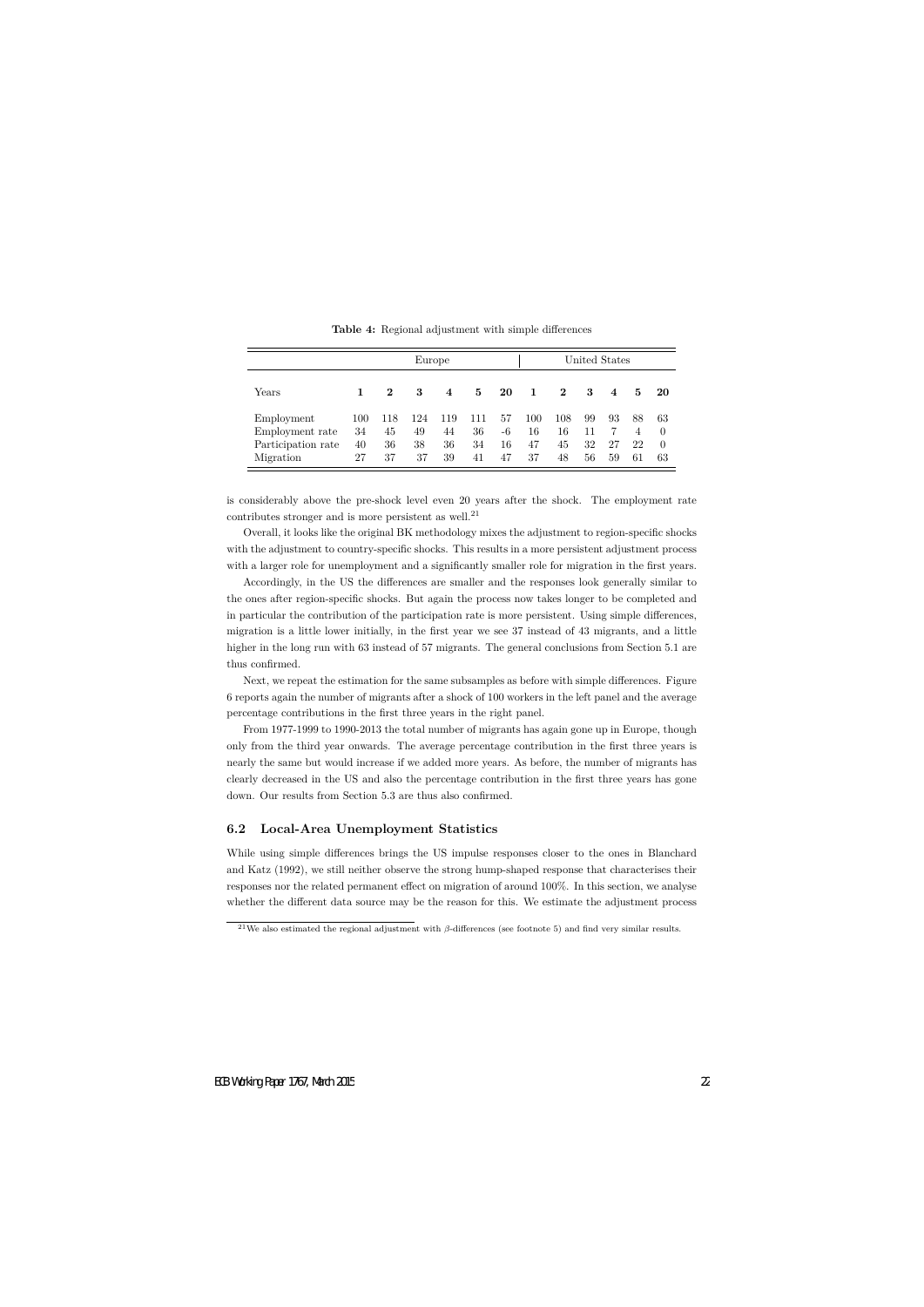**Table 4:** Regional adjustment with simple differences

| | Europe | | | | | | United States | | | | | |
|---|---|---|---|---|---|---|---|---|---|---|---|---|
| Years | **1** | **2** | **3** | **4** | **5** | **20** | **1** | **2** | **3** | **4** | **5** | **20** |
| Employment | 100 | 118 | 124 | 119 | 111 | 57 | 100 | 108 | 99 | 93 | 88 | 63 |
| Employment rate | 34 | 45 | 49 | 44 | 36 | -6 | 16 | 16 | 11 | 7 | 4 | 0 |
| Participation rate | 40 | 36 | 38 | 36 | 34 | 16 | 47 | 45 | 32 | 27 | 22 | 0 |
| Migration | 27 | 37 | 37 | 39 | 41 | 47 | 37 | 48 | 56 | 59 | 61 | 63 |

is considerably above the pre-shock level even 20 years after the shock. The employment rate contributes stronger and is more persistent as well.[21]

Overall, it looks like the original BK methodology mixes the adjustment to region-specific shocks with the adjustment to country-specific shocks. This results in a more persistent adjustment process with a larger role for unemployment and a significantly smaller role for migration in the first years.

Accordingly, in the US the differences are smaller and the responses look generally similar to the ones after region-specific shocks. But again the process now takes longer to be completed and in particular the contribution of the participation rate is more persistent. Using simple differences, migration is a little lower initially, in the first year we see 37 instead of 43 migrants, and a little higher in the long run with 63 instead of 57 migrants. The general conclusions from Section 5.1 are thus confirmed.

Next, we repeat the estimation for the same subsamples as before with simple differences. Figure 6 reports again the number of migrants after a shock of 100 workers in the left panel and the average percentage contributions in the first three years in the right panel.

From 1977-1999 to 1990-2013 the total number of migrants has again gone up in Europe, though only from the third year onwards. The average percentage contribution in the first three years is nearly the same but would increase if we added more years. As before, the number of migrants has clearly decreased in the US and also the percentage contribution in the first three years has gone down. Our results from Section 5.3 are thus also confirmed.

### 6.2 Local-Area Unemployment Statistics

While using simple differences brings the US impulse responses closer to the ones in Blanchard and Katz (1992), we still neither observe the strong hump-shaped response that characterises their responses nor the related permanent effect on migration of around 100%. In this section, we analyse whether the different data source may be the reason for this. We estimate the adjustment process

[21] We also estimated the regional adjustment with $\beta$-differences (see footnote 5) and find very similar results.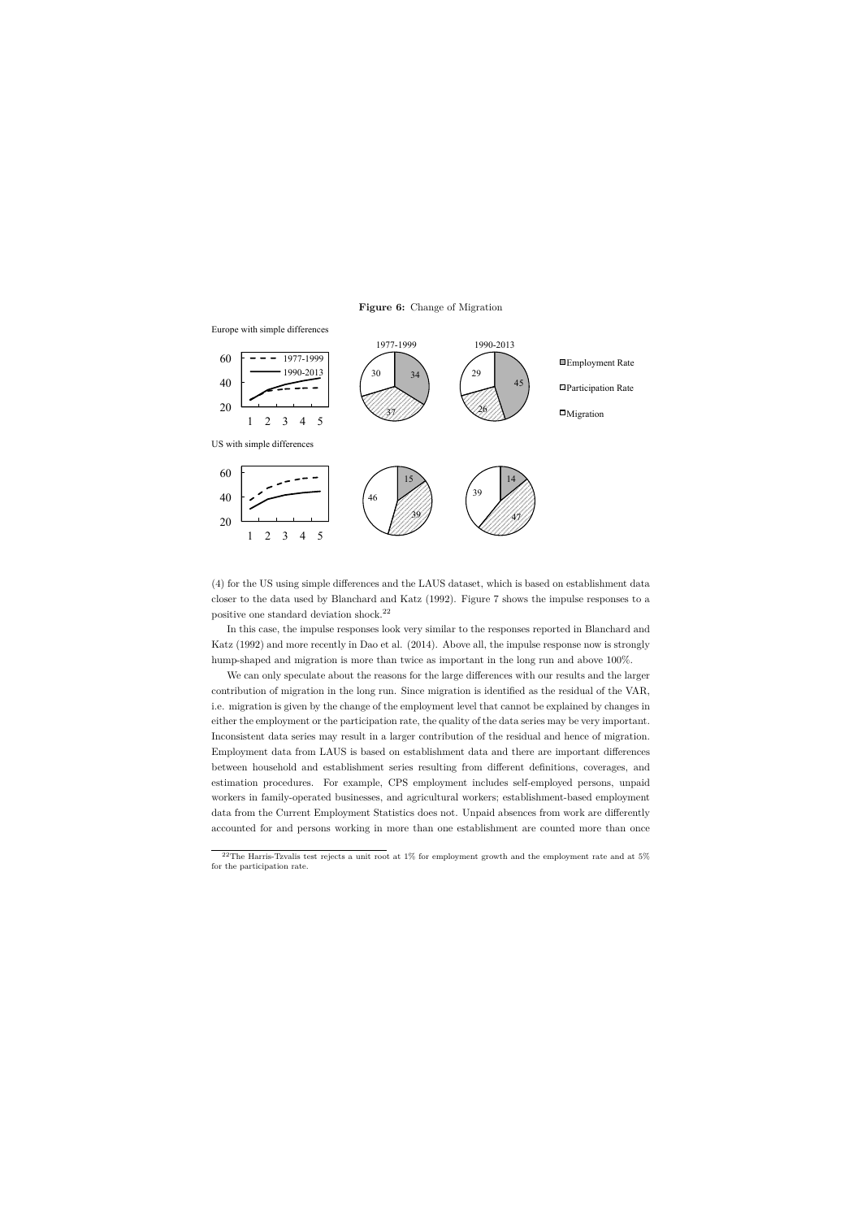**Figure 6:** Change of Migration

Europe with simple differences

1977-1999

1990-2013

Employment Rate

Participation Rate

Migration

US with simple differences

(4) for the US using simple differences and the LAUS dataset, which is based on establishment data closer to the data used by Blanchard and Katz (1992). Figure 7 shows the impulse responses to a positive one standard deviation shock.[22]

In this case, the impulse responses look very similar to the responses reported in Blanchard and Katz (1992) and more recently in Dao et al. (2014). Above all, the impulse response now is strongly hump-shaped and migration is more than twice as important in the long run and above 100%.

We can only speculate about the reasons for the large differences with our results and the larger contribution of migration in the long run. Since migration is identified as the residual of the VAR, i.e. migration is given by the change of the employment level that cannot be explained by changes in either the employment or the participation rate, the quality of the data series may be very important. Inconsistent data series may result in a larger contribution of the residual and hence of migration. Employment data from LAUS is based on establishment data and there are important differences between household and establishment series resulting from different definitions, coverages, and estimation procedures. For example, CPS employment includes self-employed persons, unpaid workers in family-operated businesses, and agricultural workers; establishment-based employment data from the Current Employment Statistics does not. Unpaid absences from work are differently accounted for and persons working in more than one establishment are counted more than once

[22] The Harris-Tzvalis test rejects a unit root at 1% for employment growth and the employment rate and at 5% for the participation rate.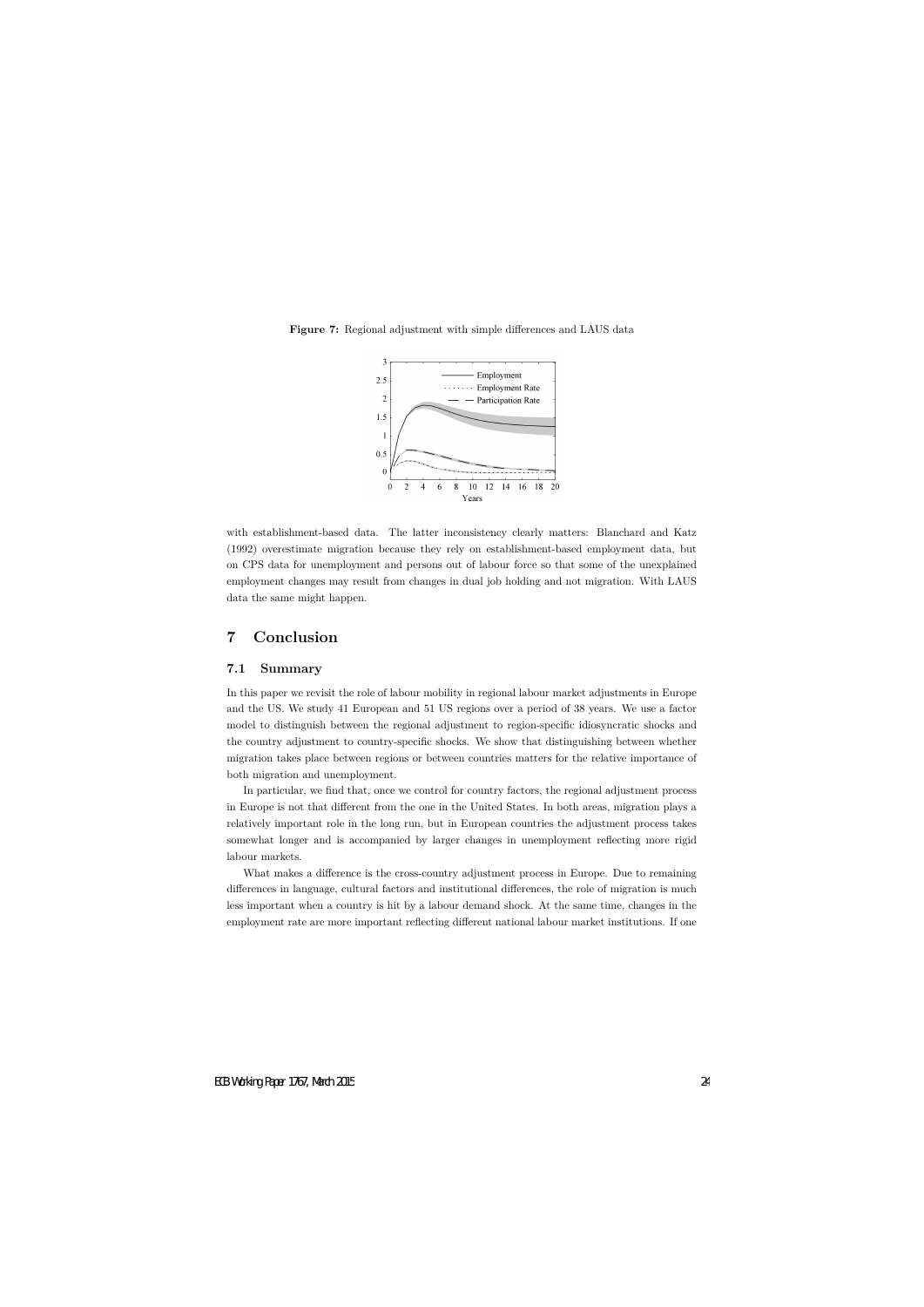**Figure 7:** Regional adjustment with simple differences and LAUS data

with establishment-based data. The latter inconsistency clearly matters: Blanchard and Katz (1992) overestimate migration because they rely on establishment-based employment data, but on CPS data for unemployment and persons out of labour force so that some of the unexplained employment changes may result from changes in dual job holding and not migration. With LAUS data the same might happen.

# 7 Conclusion

## 7.1 Summary

In this paper we revisit the role of labour mobility in regional labour market adjustments in Europe and the US. We study 41 European and 51 US regions over a period of 38 years. We use a factor model to distinguish between the regional adjustment to region-specific idiosyncratic shocks and the country adjustment to country-specific shocks. We show that distinguishing between whether migration takes place between regions or between countries matters for the relative importance of both migration and unemployment.

In particular, we find that, once we control for country factors, the regional adjustment process in Europe is not that different from the one in the United States. In both areas, migration plays a relatively important role in the long run, but in European countries the adjustment process takes somewhat longer and is accompanied by larger changes in unemployment reflecting more rigid labour markets.

What makes a difference is the cross-country adjustment process in Europe. Due to remaining differences in language, cultural factors and institutional differences, the role of migration is much less important when a country is hit by a labour demand shock. At the same time, changes in the employment rate are more important reflecting different national labour market institutions. If one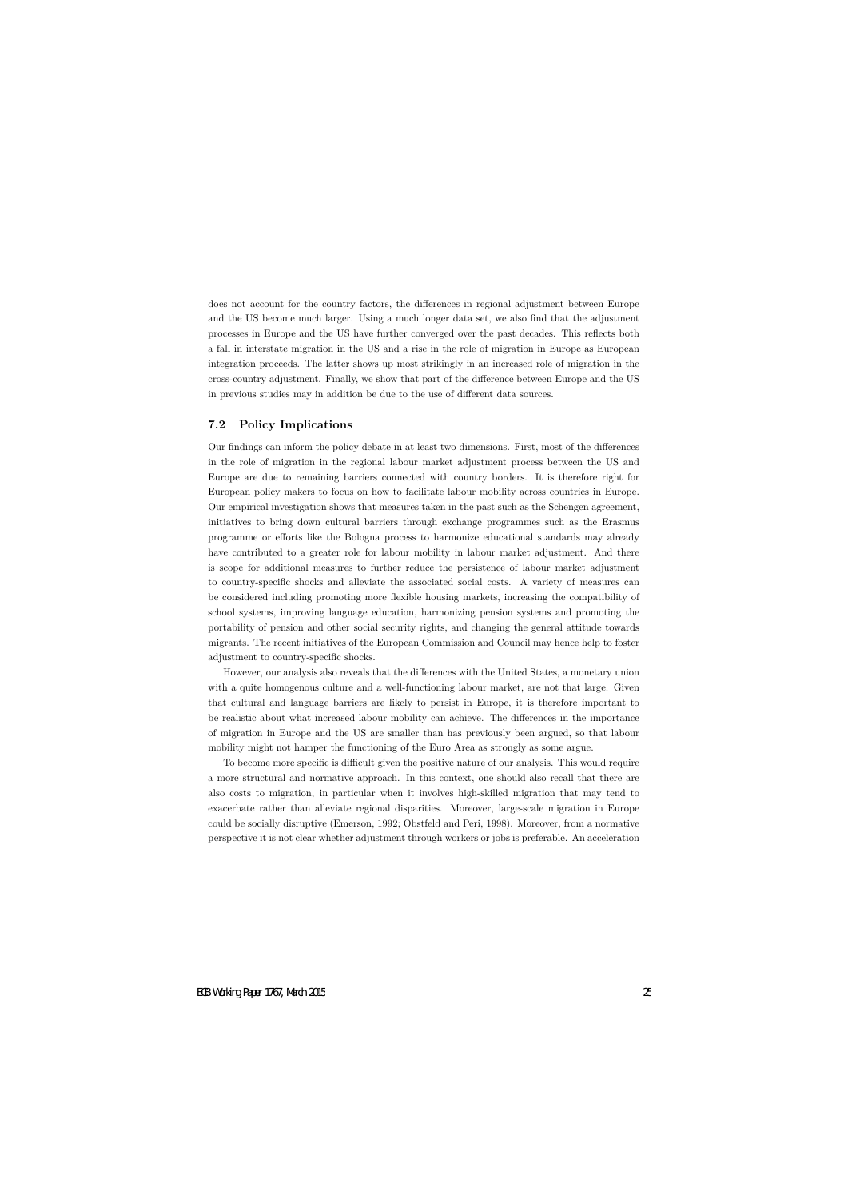does not account for the country factors, the differences in regional adjustment between Europe and the US become much larger. Using a much longer data set, we also find that the adjustment processes in Europe and the US have further converged over the past decades. This reflects both a fall in interstate migration in the US and a rise in the role of migration in Europe as European integration proceeds. The latter shows up most strikingly in an increased role of migration in the cross-country adjustment. Finally, we show that part of the difference between Europe and the US in previous studies may in addition be due to the use of different data sources.

### 7.2 Policy Implications

Our findings can inform the policy debate in at least two dimensions. First, most of the differences in the role of migration in the regional labour market adjustment process between the US and Europe are due to remaining barriers connected with country borders. It is therefore right for European policy makers to focus on how to facilitate labour mobility across countries in Europe. Our empirical investigation shows that measures taken in the past such as the Schengen agreement, initiatives to bring down cultural barriers through exchange programmes such as the Erasmus programme or efforts like the Bologna process to harmonize educational standards may already have contributed to a greater role for labour mobility in labour market adjustment. And there is scope for additional measures to further reduce the persistence of labour market adjustment to country-specific shocks and alleviate the associated social costs. A variety of measures can be considered including promoting more flexible housing markets, increasing the compatibility of school systems, improving language education, harmonizing pension systems and promoting the portability of pension and other social security rights, and changing the general attitude towards migrants. The recent initiatives of the European Commission and Council may hence help to foster adjustment to country-specific shocks.

However, our analysis also reveals that the differences with the United States, a monetary union with a quite homogenous culture and a well-functioning labour market, are not that large. Given that cultural and language barriers are likely to persist in Europe, it is therefore important to be realistic about what increased labour mobility can achieve. The differences in the importance of migration in Europe and the US are smaller than has previously been argued, so that labour mobility might not hamper the functioning of the Euro Area as strongly as some argue.

To become more specific is difficult given the positive nature of our analysis. This would require a more structural and normative approach. In this context, one should also recall that there are also costs to migration, in particular when it involves high-skilled migration that may tend to exacerbate rather than alleviate regional disparities. Moreover, large-scale migration in Europe could be socially disruptive (Emerson, 1992; Obstfeld and Peri, 1998). Moreover, from a normative perspective it is not clear whether adjustment through workers or jobs is preferable. An acceleration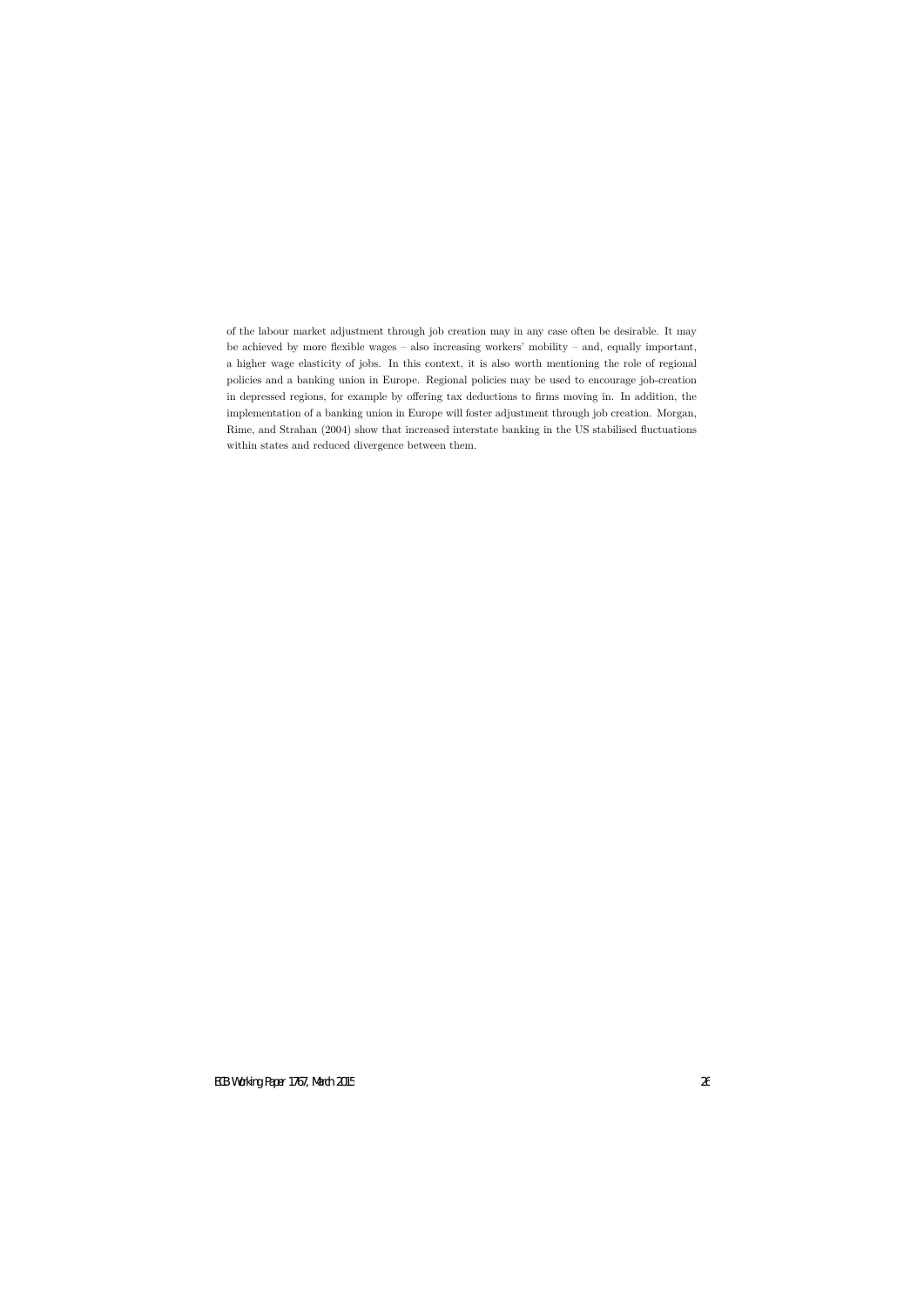of the labour market adjustment through job creation may in any case often be desirable. It may be achieved by more flexible wages – also increasing workers' mobility – and, equally important, a higher wage elasticity of jobs. In this context, it is also worth mentioning the role of regional policies and a banking union in Europe. Regional policies may be used to encourage job-creation in depressed regions, for example by offering tax deductions to firms moving in. In addition, the implementation of a banking union in Europe will foster adjustment through job creation. Morgan, Rime, and Strahan (2004) show that increased interstate banking in the US stabilised fluctuations within states and reduced divergence between them.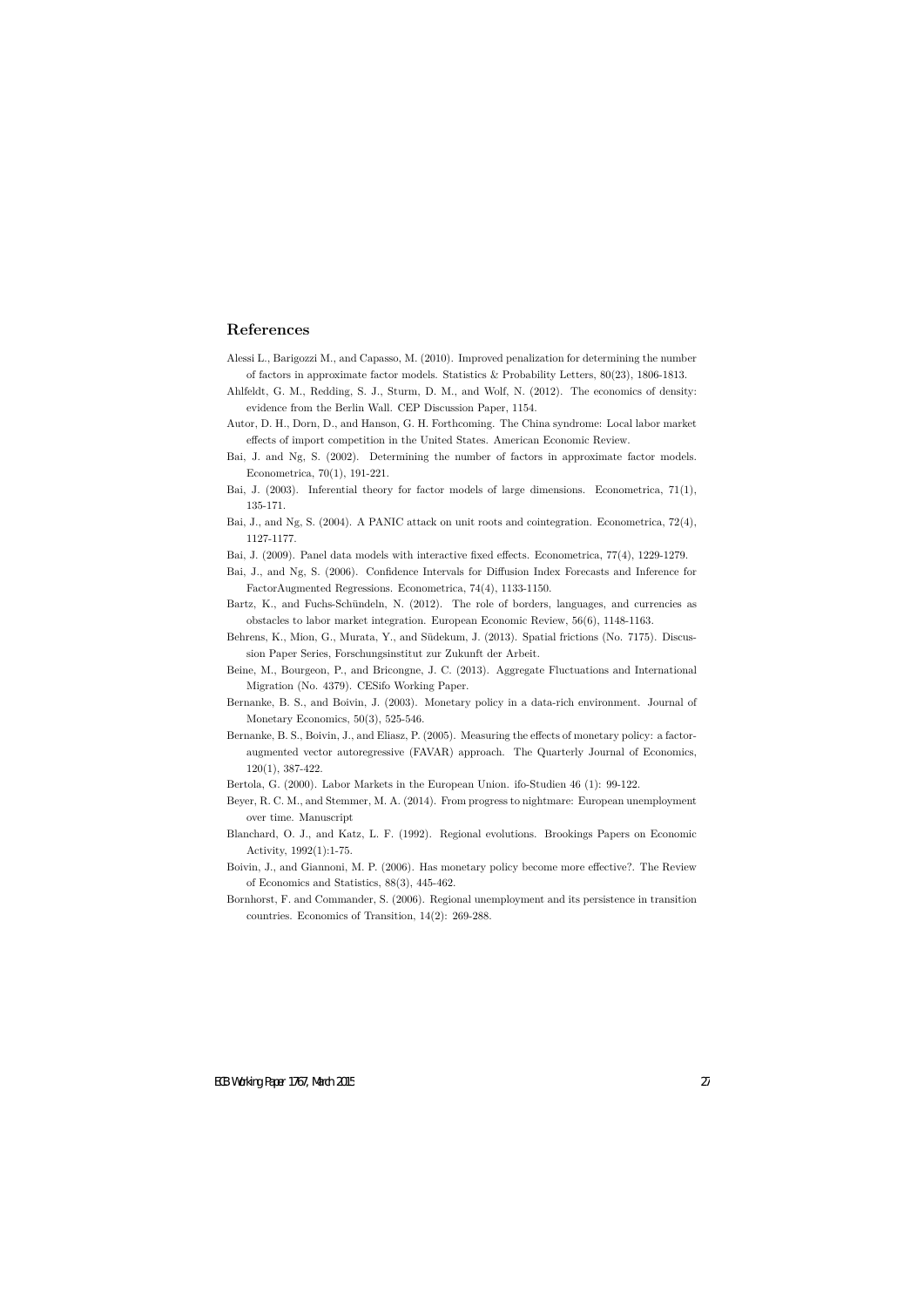## References

Alessi L., Barigozzi M., and Capasso, M. (2010). Improved penalization for determining the number of factors in approximate factor models. Statistics & Probability Letters, 80(23), 1806-1813.

Ahlfeldt, G. M., Redding, S. J., Sturm, D. M., and Wolf, N. (2012). The economics of density: evidence from the Berlin Wall. CEP Discussion Paper, 1154.

Autor, D. H., Dorn, D., and Hanson, G. H. Forthcoming. The China syndrome: Local labor market effects of import competition in the United States. American Economic Review.

Bai, J. and Ng, S. (2002). Determining the number of factors in approximate factor models. Econometrica, 70(1), 191-221.

Bai, J. (2003). Inferential theory for factor models of large dimensions. Econometrica, 71(1), 135-171.

Bai, J., and Ng, S. (2004). A PANIC attack on unit roots and cointegration. Econometrica, 72(4), 1127-1177.

Bai, J. (2009). Panel data models with interactive fixed effects. Econometrica, 77(4), 1229-1279.

Bai, J., and Ng, S. (2006). Confidence Intervals for Diffusion Index Forecasts and Inference for FactorAugmented Regressions. Econometrica, 74(4), 1133-1150.

Bartz, K., and Fuchs-Schündeln, N. (2012). The role of borders, languages, and currencies as obstacles to labor market integration. European Economic Review, 56(6), 1148-1163.

Behrens, K., Mion, G., Murata, Y., and Südekum, J. (2013). Spatial frictions (No. 7175). Discussion Paper Series, Forschungsinstitut zur Zukunft der Arbeit.

Beine, M., Bourgeon, P., and Bricongne, J. C. (2013). Aggregate Fluctuations and International Migration (No. 4379). CESifo Working Paper.

Bernanke, B. S., and Boivin, J. (2003). Monetary policy in a data-rich environment. Journal of Monetary Economics, 50(3), 525-546.

Bernanke, B. S., Boivin, J., and Eliasz, P. (2005). Measuring the effects of monetary policy: a factor-augmented vector autoregressive (FAVAR) approach. The Quarterly Journal of Economics, 120(1), 387-422.

Bertola, G. (2000). Labor Markets in the European Union. ifo-Studien 46 (1): 99-122.

Beyer, R. C. M., and Stemmer, M. A. (2014). From progress to nightmare: European unemployment over time. Manuscript

Blanchard, O. J., and Katz, L. F. (1992). Regional evolutions. Brookings Papers on Economic Activity, 1992(1):1-75.

Boivin, J., and Giannoni, M. P. (2006). Has monetary policy become more effective?. The Review of Economics and Statistics, 88(3), 445-462.

Bornhorst, F. and Commander, S. (2006). Regional unemployment and its persistence in transition countries. Economics of Transition, 14(2): 269-288.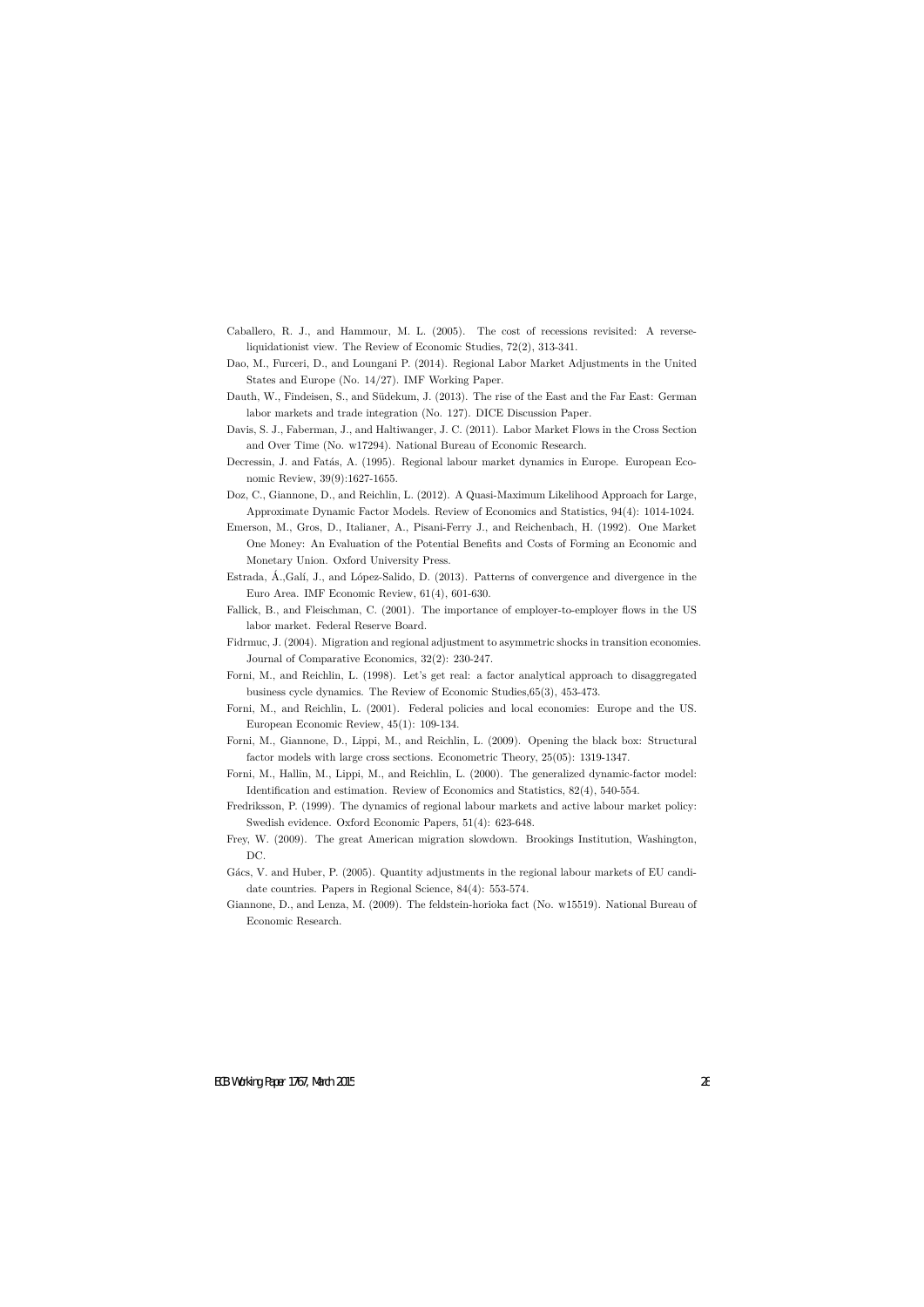Caballero, R. J., and Hammour, M. L. (2005). The cost of recessions revisited: A reverse-liquidationist view. The Review of Economic Studies, 72(2), 313-341.

Dao, M., Furceri, D., and Loungani P. (2014). Regional Labor Market Adjustments in the United States and Europe (No. 14/27). IMF Working Paper.

Dauth, W., Findeisen, S., and Südekum, J. (2013). The rise of the East and the Far East: German labor markets and trade integration (No. 127). DICE Discussion Paper.

Davis, S. J., Faberman, J., and Haltiwanger, J. C. (2011). Labor Market Flows in the Cross Section and Over Time (No. w17294). National Bureau of Economic Research.

Decressin, J. and Fatás, A. (1995). Regional labour market dynamics in Europe. European Economic Review, 39(9):1627-1655.

Doz, C., Giannone, D., and Reichlin, L. (2012). A Quasi-Maximum Likelihood Approach for Large, Approximate Dynamic Factor Models. Review of Economics and Statistics, 94(4): 1014-1024.

Emerson, M., Gros, D., Italianer, A., Pisani-Ferry J., and Reichenbach, H. (1992). One Market One Money: An Evaluation of the Potential Benefits and Costs of Forming an Economic and Monetary Union. Oxford University Press.

Estrada, Á.,Galí, J., and López-Salido, D. (2013). Patterns of convergence and divergence in the Euro Area. IMF Economic Review, 61(4), 601-630.

Fallick, B., and Fleischman, C. (2001). The importance of employer-to-employer flows in the US labor market. Federal Reserve Board.

Fidrmuc, J. (2004). Migration and regional adjustment to asymmetric shocks in transition economies. Journal of Comparative Economics, 32(2): 230-247.

Forni, M., and Reichlin, L. (1998). Let's get real: a factor analytical approach to disaggregated business cycle dynamics. The Review of Economic Studies,65(3), 453-473.

Forni, M., and Reichlin, L. (2001). Federal policies and local economies: Europe and the US. European Economic Review, 45(1): 109-134.

Forni, M., Giannone, D., Lippi, M., and Reichlin, L. (2009). Opening the black box: Structural factor models with large cross sections. Econometric Theory, 25(05): 1319-1347.

Forni, M., Hallin, M., Lippi, M., and Reichlin, L. (2000). The generalized dynamic-factor model: Identification and estimation. Review of Economics and Statistics, 82(4), 540-554.

Fredriksson, P. (1999). The dynamics of regional labour markets and active labour market policy: Swedish evidence. Oxford Economic Papers, 51(4): 623-648.

Frey, W. (2009). The great American migration slowdown. Brookings Institution, Washington, DC.

Gács, V. and Huber, P. (2005). Quantity adjustments in the regional labour markets of EU candidate countries. Papers in Regional Science, 84(4): 553-574.

Giannone, D., and Lenza, M. (2009). The feldstein-horioka fact (No. w15519). National Bureau of Economic Research.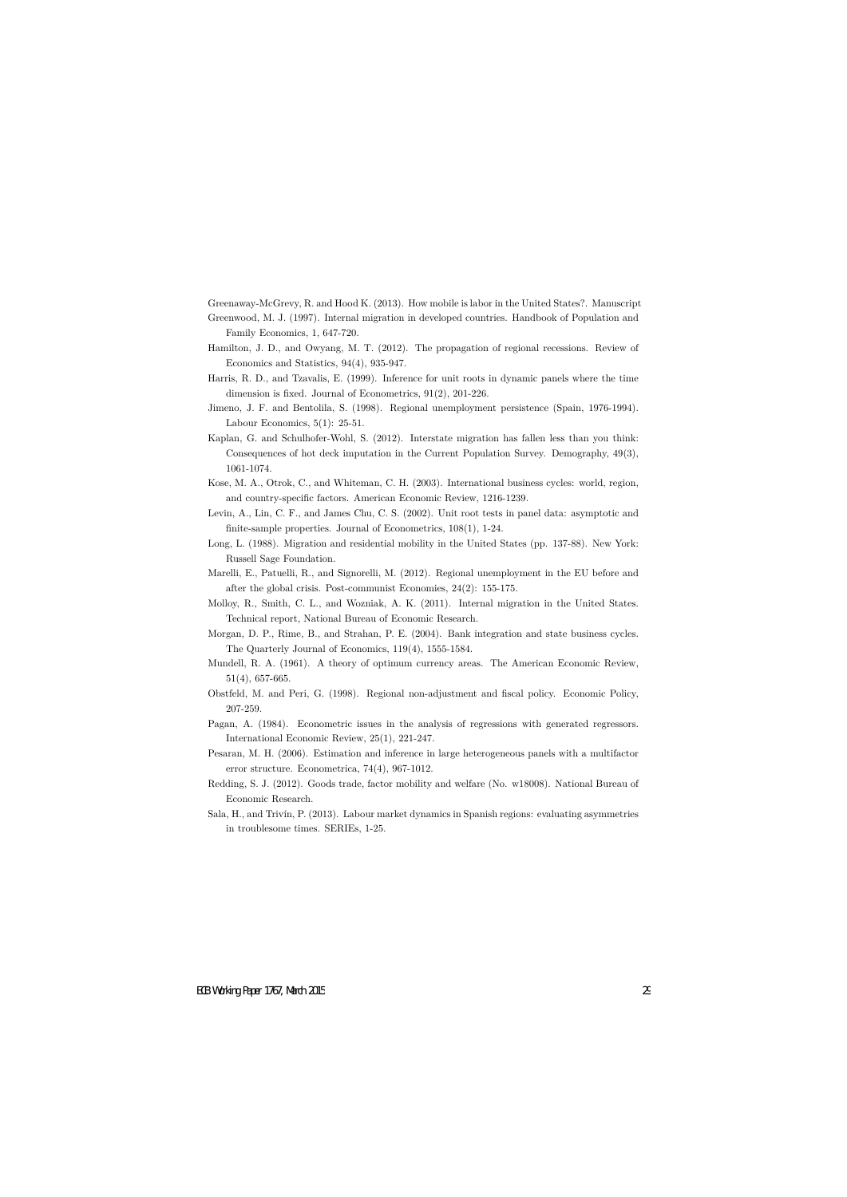Greenaway-McGrevy, R. and Hood K. (2013). How mobile is labor in the United States?. Manuscript

Greenwood, M. J. (1997). Internal migration in developed countries. Handbook of Population and Family Economics, 1, 647-720.

Hamilton, J. D., and Owyang, M. T. (2012). The propagation of regional recessions. Review of Economics and Statistics, 94(4), 935-947.

Harris, R. D., and Tzavalis, E. (1999). Inference for unit roots in dynamic panels where the time dimension is fixed. Journal of Econometrics, 91(2), 201-226.

Jimeno, J. F. and Bentolila, S. (1998). Regional unemployment persistence (Spain, 1976-1994). Labour Economics, 5(1): 25-51.

Kaplan, G. and Schulhofer-Wohl, S. (2012). Interstate migration has fallen less than you think: Consequences of hot deck imputation in the Current Population Survey. Demography, 49(3), 1061-1074.

Kose, M. A., Otrok, C., and Whiteman, C. H. (2003). International business cycles: world, region, and country-specific factors. American Economic Review, 1216-1239.

Levin, A., Lin, C. F., and James Chu, C. S. (2002). Unit root tests in panel data: asymptotic and finite-sample properties. Journal of Econometrics, 108(1), 1-24.

Long, L. (1988). Migration and residential mobility in the United States (pp. 137-88). New York: Russell Sage Foundation.

Marelli, E., Patuelli, R., and Signorelli, M. (2012). Regional unemployment in the EU before and after the global crisis. Post-communist Economies, 24(2): 155-175.

Molloy, R., Smith, C. L., and Wozniak, A. K. (2011). Internal migration in the United States. Technical report, National Bureau of Economic Research.

Morgan, D. P., Rime, B., and Strahan, P. E. (2004). Bank integration and state business cycles. The Quarterly Journal of Economics, 119(4), 1555-1584.

Mundell, R. A. (1961). A theory of optimum currency areas. The American Economic Review, 51(4), 657-665.

Obstfeld, M. and Peri, G. (1998). Regional non-adjustment and fiscal policy. Economic Policy, 207-259.

Pagan, A. (1984). Econometric issues in the analysis of regressions with generated regressors. International Economic Review, 25(1), 221-247.

Pesaran, M. H. (2006). Estimation and inference in large heterogeneous panels with a multifactor error structure. Econometrica, 74(4), 967-1012.

Redding, S. J. (2012). Goods trade, factor mobility and welfare (No. w18008). National Bureau of Economic Research.

Sala, H., and Trivín, P. (2013). Labour market dynamics in Spanish regions: evaluating asymmetries in troublesome times. SERIEs, 1-25.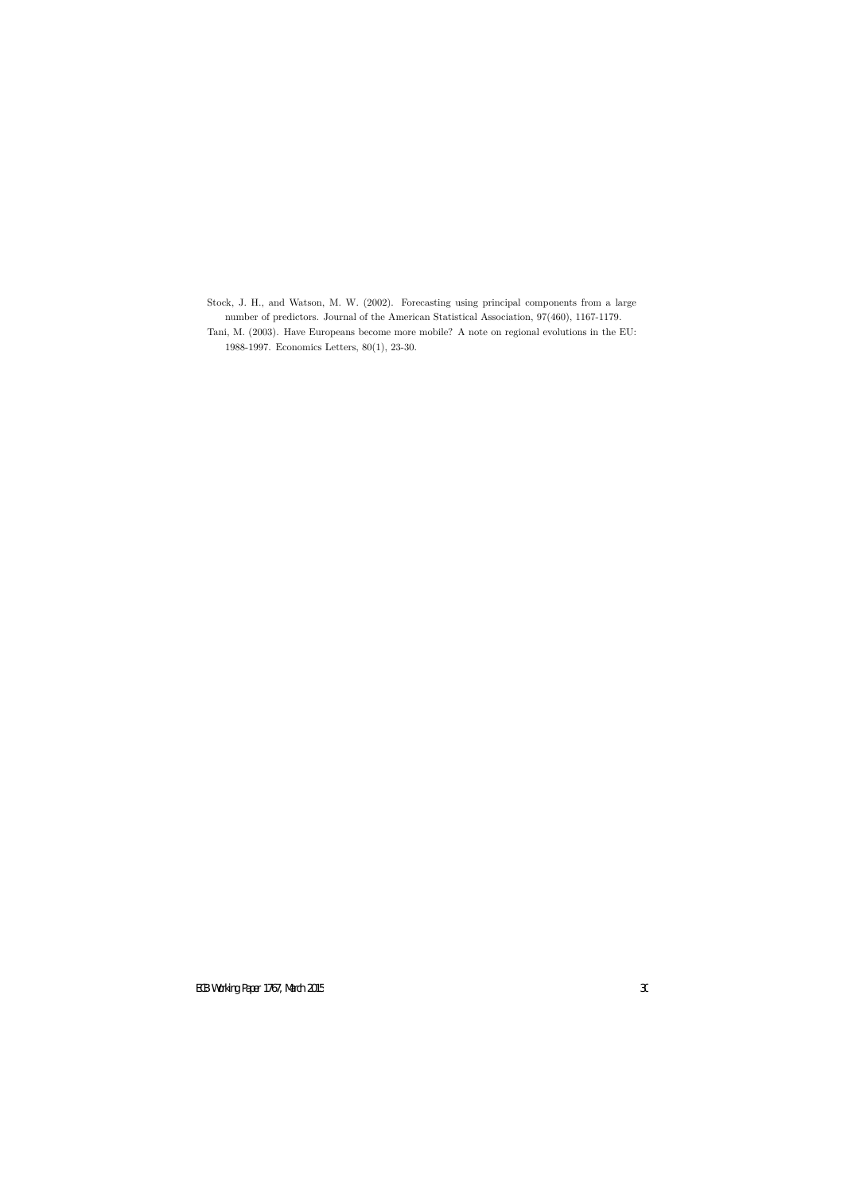Stock, J. H., and Watson, M. W. (2002). Forecasting using principal components from a large number of predictors. Journal of the American Statistical Association, 97(460), 1167-1179.

Tani, M. (2003). Have Europeans become more mobile? A note on regional evolutions in the EU: 1988-1997. Economics Letters, 80(1), 23-30.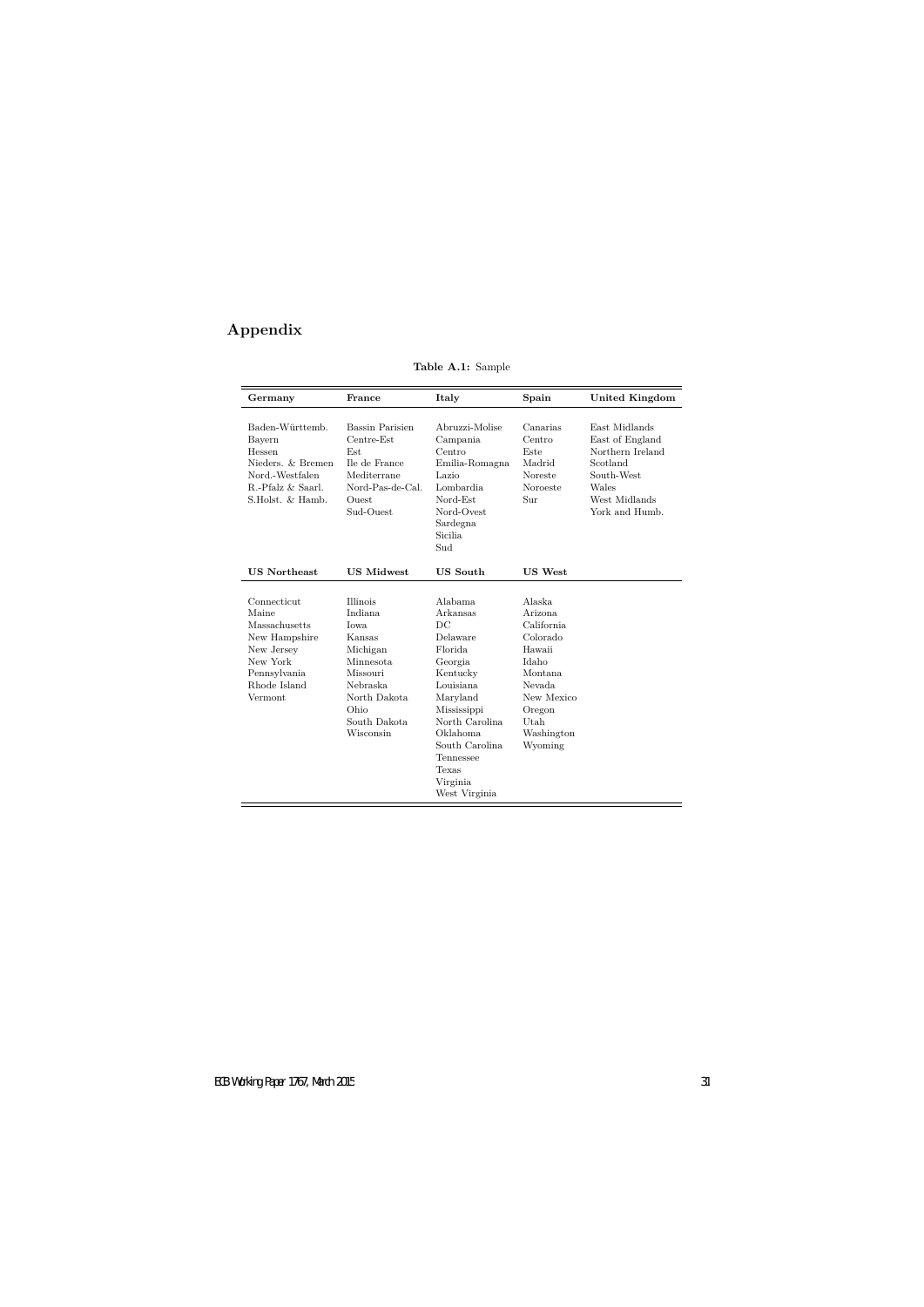## Appendix

**Table A.1:** Sample

| Germany | France | Italy | Spain | United Kingdom |
|---|---|---|---|---|
| Baden-Württemb. | Bassin Parisien | Abruzzi-Molise | Canarias | East Midlands |
| Bayern | Centre-Est | Campania | Centro | East of England |
| Hessen | Est | Centro | Este | Northern Ireland |
| Nieders. & Bremen | Ile de France | Emilia-Romagna | Madrid | Scotland |
| Nord.-Westfalen | Mediterrane | Lazio | Noreste | South-West |
| R.-Pfalz & Saarl. | Nord-Pas-de-Cal. | Lombardia | Noroeste | Wales |
| S.Holst. & Hamb. | Ouest | Nord-Est | Sur | West Midlands |
| | Sud-Ouest | Nord-Ovest | | York and Humb. |
| | | Sardegna | | |
| | | Sicilia | | |
| | | Sud | | |
| **US Northeast** | **US Midwest** | **US South** | **US West** | |
| Connecticut | Illinois | Alabama | Alaska | |
| Maine | Indiana | Arkansas | Arizona | |
| Massachusetts | Iowa | DC | California | |
| New Hampshire | Kansas | Delaware | Colorado | |
| New Jersey | Michigan | Florida | Hawaii | |
| New York | Minnesota | Georgia | Idaho | |
| Pennsylvania | Missouri | Kentucky | Montana | |
| Rhode Island | Nebraska | Louisiana | Nevada | |
| Vermont | North Dakota | Maryland | New Mexico | |
| | Ohio | Mississippi | Oregon | |
| | South Dakota | North Carolina | Utah | |
| | Wisconsin | Oklahoma | Washington | |
| | | South Carolina | Wyoming | |
| | | Tennessee | | |
| | | Texas | | |
| | | Virginia | | |
| | | West Virginia | | |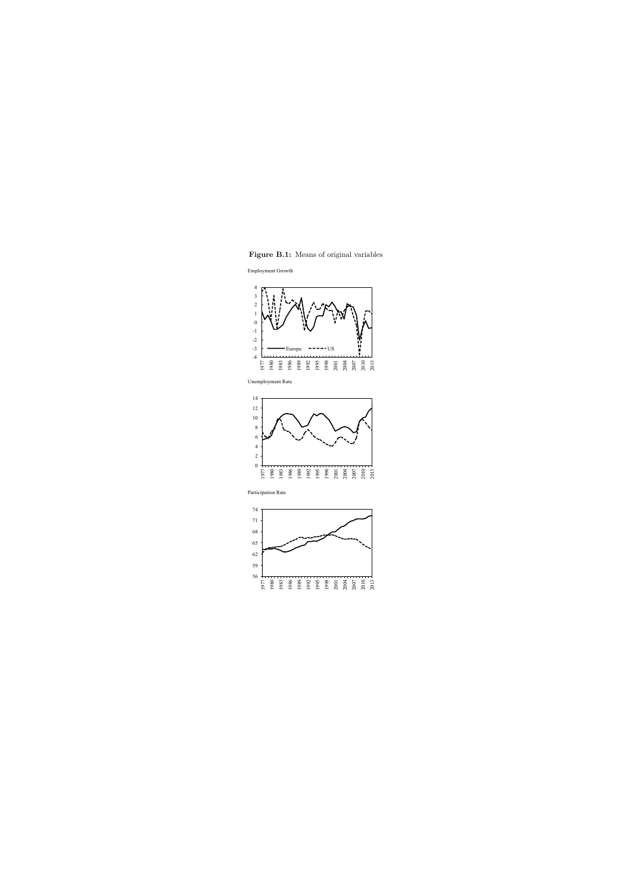**Figure B.1:** Means of original variables

Employment Growth

4
3
2
1
0
-1
-2
-3
-4

Europe US

1977 1980 1983 1986 1989 1992 1995 1998 2001 2004 2007 2010 2013

Unemployment Rate

14
12
10
8
6
4
2
0

1977 1980 1983 1986 1989 1992 1995 1998 2001 2004 2007 2010 2013

Participation Rate

74
71
68
65
62
59
56

1977 1980 1983 1986 1989 1992 1995 1998 2001 2004 2007 2010 2013